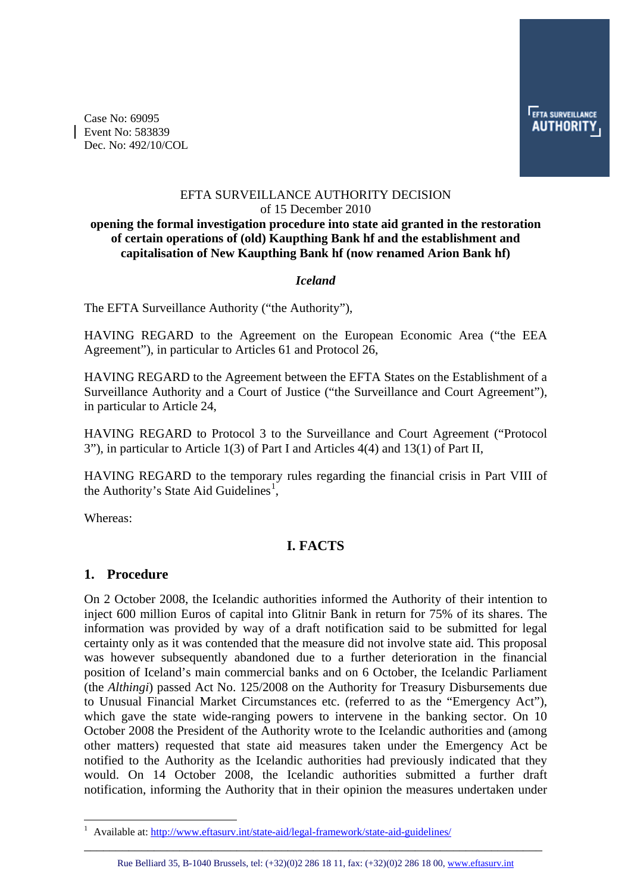Case No: 69095
Event No: 583839
Dec. No: 492/10/COL

EFTA SURVEILLANCE AUTHORITY DECISION
of 15 December 2010
**opening the formal investigation procedure into state aid granted in the restoration of certain operations of (old) Kaupthing Bank hf and the establishment and capitalisation of New Kaupthing Bank hf (now renamed Arion Bank hf)**

***Iceland***

The EFTA Surveillance Authority ("the Authority"),

HAVING REGARD to the Agreement on the European Economic Area ("the EEA Agreement"), in particular to Articles 61 and Protocol 26,

HAVING REGARD to the Agreement between the EFTA States on the Establishment of a Surveillance Authority and a Court of Justice ("the Surveillance and Court Agreement"), in particular to Article 24,

HAVING REGARD to Protocol 3 to the Surveillance and Court Agreement ("Protocol 3"), in particular to Article 1(3) of Part I and Articles 4(4) and 13(1) of Part II,

HAVING REGARD to the temporary rules regarding the financial crisis in Part VIII of the Authority's State Aid Guidelines[1],

Whereas:

## I. FACTS

### 1. Procedure

On 2 October 2008, the Icelandic authorities informed the Authority of their intention to inject 600 million Euros of capital into Glitnir Bank in return for 75% of its shares. The information was provided by way of a draft notification said to be submitted for legal certainty only as it was contended that the measure did not involve state aid. This proposal was however subsequently abandoned due to a further deterioration in the financial position of Iceland's main commercial banks and on 6 October, the Icelandic Parliament (the *Althingi*) passed Act No. 125/2008 on the Authority for Treasury Disbursements due to Unusual Financial Market Circumstances etc. (referred to as the "Emergency Act"), which gave the state wide-ranging powers to intervene in the banking sector. On 10 October 2008 the President of the Authority wrote to the Icelandic authorities and (among other matters) requested that state aid measures taken under the Emergency Act be notified to the Authority as the Icelandic authorities had previously indicated that they would. On 14 October 2008, the Icelandic authorities submitted a further draft notification, informing the Authority that in their opinion the measures undertaken under

[1] Available at: http://www.eftasurv.int/state-aid/legal-framework/state-aid-guidelines/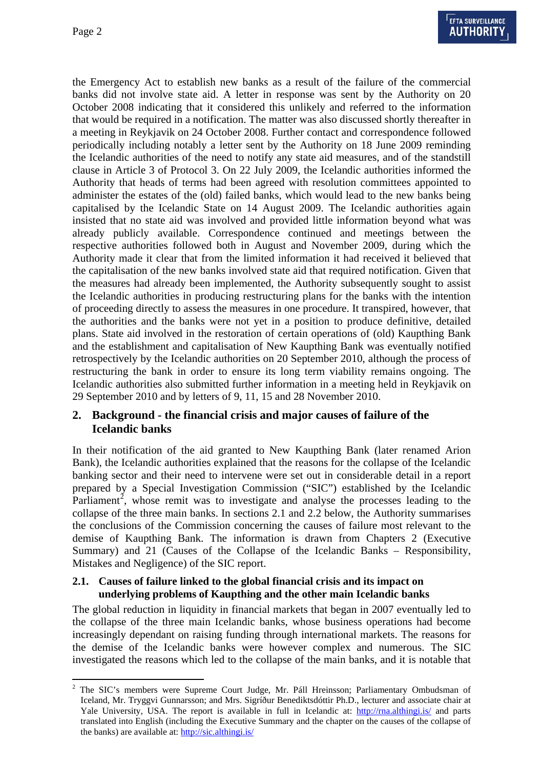the Emergency Act to establish new banks as a result of the failure of the commercial banks did not involve state aid. A letter in response was sent by the Authority on 20 October 2008 indicating that it considered this unlikely and referred to the information that would be required in a notification. The matter was also discussed shortly thereafter in a meeting in Reykjavik on 24 October 2008. Further contact and correspondence followed periodically including notably a letter sent by the Authority on 18 June 2009 reminding the Icelandic authorities of the need to notify any state aid measures, and of the standstill clause in Article 3 of Protocol 3. On 22 July 2009, the Icelandic authorities informed the Authority that heads of terms had been agreed with resolution committees appointed to administer the estates of the (old) failed banks, which would lead to the new banks being capitalised by the Icelandic State on 14 August 2009. The Icelandic authorities again insisted that no state aid was involved and provided little information beyond what was already publicly available. Correspondence continued and meetings between the respective authorities followed both in August and November 2009, during which the Authority made it clear that from the limited information it had received it believed that the capitalisation of the new banks involved state aid that required notification. Given that the measures had already been implemented, the Authority subsequently sought to assist the Icelandic authorities in producing restructuring plans for the banks with the intention of proceeding directly to assess the measures in one procedure. It transpired, however, that the authorities and the banks were not yet in a position to produce definitive, detailed plans. State aid involved in the restoration of certain operations of (old) Kaupthing Bank and the establishment and capitalisation of New Kaupthing Bank was eventually notified retrospectively by the Icelandic authorities on 20 September 2010, although the process of restructuring the bank in order to ensure its long term viability remains ongoing. The Icelandic authorities also submitted further information in a meeting held in Reykjavik on 29 September 2010 and by letters of 9, 11, 15 and 28 November 2010.

## 2. Background - the financial crisis and major causes of failure of the Icelandic banks

In their notification of the aid granted to New Kaupthing Bank (later renamed Arion Bank), the Icelandic authorities explained that the reasons for the collapse of the Icelandic banking sector and their need to intervene were set out in considerable detail in a report prepared by a Special Investigation Commission ("SIC") established by the Icelandic Parliament[2], whose remit was to investigate and analyse the processes leading to the collapse of the three main banks. In sections 2.1 and 2.2 below, the Authority summarises the conclusions of the Commission concerning the causes of failure most relevant to the demise of Kaupthing Bank. The information is drawn from Chapters 2 (Executive Summary) and 21 (Causes of the Collapse of the Icelandic Banks – Responsibility, Mistakes and Negligence) of the SIC report.

### 2.1. Causes of failure linked to the global financial crisis and its impact on underlying problems of Kaupthing and the other main Icelandic banks

The global reduction in liquidity in financial markets that began in 2007 eventually led to the collapse of the three main Icelandic banks, whose business operations had become increasingly dependant on raising funding through international markets. The reasons for the demise of the Icelandic banks were however complex and numerous. The SIC investigated the reasons which led to the collapse of the main banks, and it is notable that

---

[2] The SIC's members were Supreme Court Judge, Mr. Páll Hreinsson; Parliamentary Ombudsman of Iceland, Mr. Tryggvi Gunnarsson; and Mrs. Sigríður Benediktsdóttir Ph.D., lecturer and associate chair at Yale University, USA. The report is available in full in Icelandic at: http://rna.althingi.is/ and parts translated into English (including the Executive Summary and the chapter on the causes of the collapse of the banks) are available at: http://sic.althingi.is/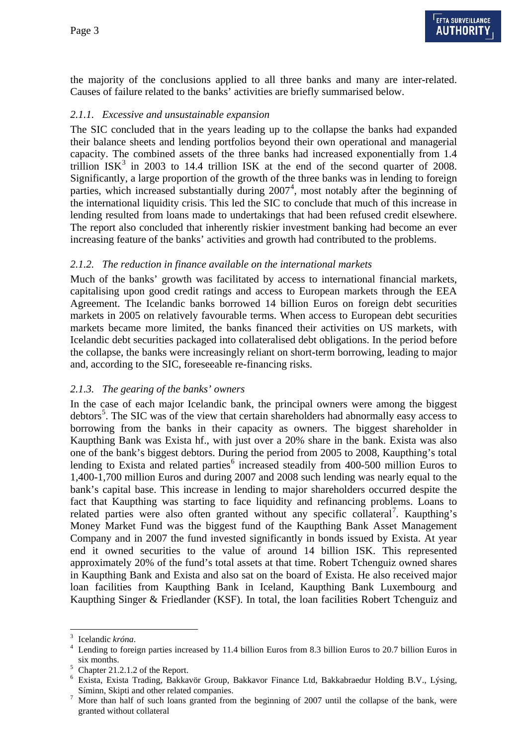the majority of the conclusions applied to all three banks and many are inter-related. Causes of failure related to the banks' activities are briefly summarised below.

#### *2.1.1. Excessive and unsustainable expansion*

The SIC concluded that in the years leading up to the collapse the banks had expanded their balance sheets and lending portfolios beyond their own operational and managerial capacity. The combined assets of the three banks had increased exponentially from 1.4 trillion ISK[3] in 2003 to 14.4 trillion ISK at the end of the second quarter of 2008. Significantly, a large proportion of the growth of the three banks was in lending to foreign parties, which increased substantially during 2007[4], most notably after the beginning of the international liquidity crisis. This led the SIC to conclude that much of this increase in lending resulted from loans made to undertakings that had been refused credit elsewhere. The report also concluded that inherently riskier investment banking had become an ever increasing feature of the banks' activities and growth had contributed to the problems.

#### *2.1.2. The reduction in finance available on the international markets*

Much of the banks' growth was facilitated by access to international financial markets, capitalising upon good credit ratings and access to European markets through the EEA Agreement. The Icelandic banks borrowed 14 billion Euros on foreign debt securities markets in 2005 on relatively favourable terms. When access to European debt securities markets became more limited, the banks financed their activities on US markets, with Icelandic debt securities packaged into collateralised debt obligations. In the period before the collapse, the banks were increasingly reliant on short-term borrowing, leading to major and, according to the SIC, foreseeable re-financing risks.

#### *2.1.3. The gearing of the banks' owners*

In the case of each major Icelandic bank, the principal owners were among the biggest debtors[5]. The SIC was of the view that certain shareholders had abnormally easy access to borrowing from the banks in their capacity as owners. The biggest shareholder in Kaupthing Bank was Exista hf., with just over a 20% share in the bank. Exista was also one of the bank's biggest debtors. During the period from 2005 to 2008, Kaupthing's total lending to Exista and related parties[6] increased steadily from 400-500 million Euros to 1,400-1,700 million Euros and during 2007 and 2008 such lending was nearly equal to the bank's capital base. This increase in lending to major shareholders occurred despite the fact that Kaupthing was starting to face liquidity and refinancing problems. Loans to related parties were also often granted without any specific collateral[7]. Kaupthing's Money Market Fund was the biggest fund of the Kaupthing Bank Asset Management Company and in 2007 the fund invested significantly in bonds issued by Exista. At year end it owned securities to the value of around 14 billion ISK. This represented approximately 20% of the fund's total assets at that time. Robert Tchenguiz owned shares in Kaupthing Bank and Exista and also sat on the board of Exista. He also received major loan facilities from Kaupthing Bank in Iceland, Kaupthing Bank Luxembourg and Kaupthing Singer & Friedlander (KSF). In total, the loan facilities Robert Tchenguiz and

---

[3] Icelandic *króna*.

[4] Lending to foreign parties increased by 11.4 billion Euros from 8.3 billion Euros to 20.7 billion Euros in six months.

[5] Chapter 21.2.1.2 of the Report.

[6] Exista, Exista Trading, Bakkavör Group, Bakkavor Finance Ltd, Bakkabraedur Holding B.V., Lýsing, Síminn, Skipti and other related companies.

[7] More than half of such loans granted from the beginning of 2007 until the collapse of the bank, were granted without collateral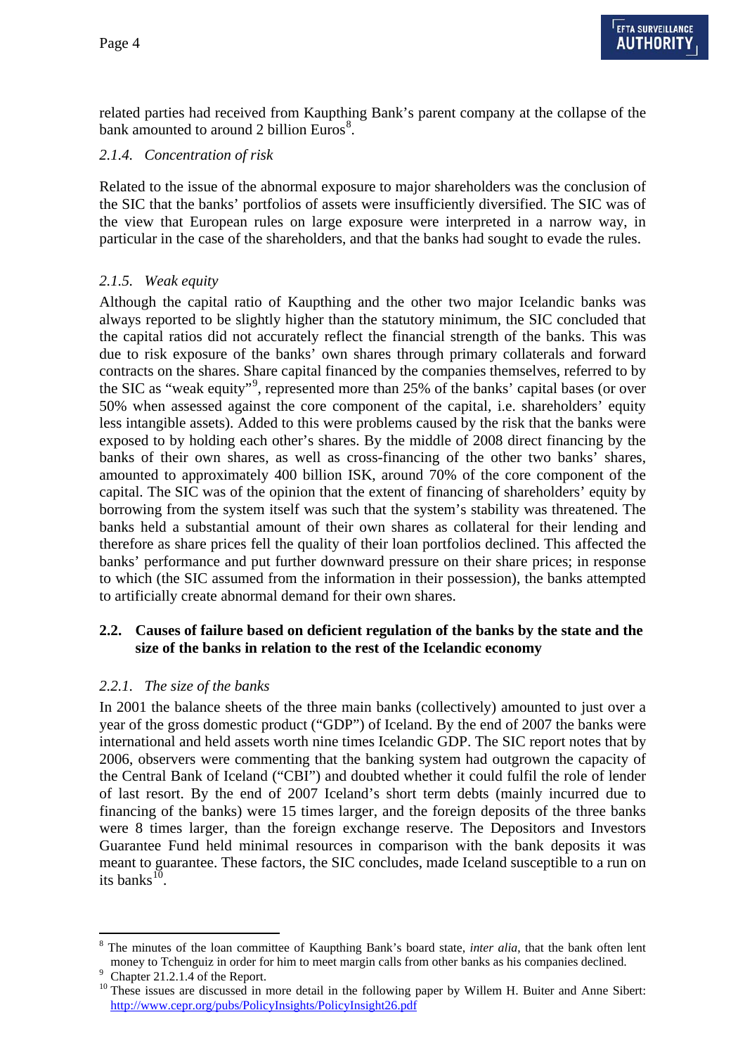related parties had received from Kaupthing Bank's parent company at the collapse of the bank amounted to around 2 billion Euros[8].

### *2.1.4. Concentration of risk*

Related to the issue of the abnormal exposure to major shareholders was the conclusion of the SIC that the banks' portfolios of assets were insufficiently diversified. The SIC was of the view that European rules on large exposure were interpreted in a narrow way, in particular in the case of the shareholders, and that the banks had sought to evade the rules.

### *2.1.5. Weak equity*

Although the capital ratio of Kaupthing and the other two major Icelandic banks was always reported to be slightly higher than the statutory minimum, the SIC concluded that the capital ratios did not accurately reflect the financial strength of the banks. This was due to risk exposure of the banks' own shares through primary collaterals and forward contracts on the shares. Share capital financed by the companies themselves, referred to by the SIC as "weak equity"[9], represented more than 25% of the banks' capital bases (or over 50% when assessed against the core component of the capital, i.e. shareholders' equity less intangible assets). Added to this were problems caused by the risk that the banks were exposed to by holding each other's shares. By the middle of 2008 direct financing by the banks of their own shares, as well as cross-financing of the other two banks' shares, amounted to approximately 400 billion ISK, around 70% of the core component of the capital. The SIC was of the opinion that the extent of financing of shareholders' equity by borrowing from the system itself was such that the system's stability was threatened. The banks held a substantial amount of their own shares as collateral for their lending and therefore as share prices fell the quality of their loan portfolios declined. This affected the banks' performance and put further downward pressure on their share prices; in response to which (the SIC assumed from the information in their possession), the banks attempted to artificially create abnormal demand for their own shares.

## 2.2. Causes of failure based on deficient regulation of the banks by the state and the size of the banks in relation to the rest of the Icelandic economy

### *2.2.1. The size of the banks*

In 2001 the balance sheets of the three main banks (collectively) amounted to just over a year of the gross domestic product ("GDP") of Iceland. By the end of 2007 the banks were international and held assets worth nine times Icelandic GDP. The SIC report notes that by 2006, observers were commenting that the banking system had outgrown the capacity of the Central Bank of Iceland ("CBI") and doubted whether it could fulfil the role of lender of last resort. By the end of 2007 Iceland's short term debts (mainly incurred due to financing of the banks) were 15 times larger, and the foreign deposits of the three banks were 8 times larger, than the foreign exchange reserve. The Depositors and Investors Guarantee Fund held minimal resources in comparison with the bank deposits it was meant to guarantee. These factors, the SIC concludes, made Iceland susceptible to a run on its banks[10].

---

[8] The minutes of the loan committee of Kaupthing Bank's board state, *inter alia*, that the bank often lent money to Tchenguiz in order for him to meet margin calls from other banks as his companies declined.

[9] Chapter 21.2.1.4 of the Report.

[10] These issues are discussed in more detail in the following paper by Willem H. Buiter and Anne Sibert: http://www.cepr.org/pubs/PolicyInsights/PolicyInsight26.pdf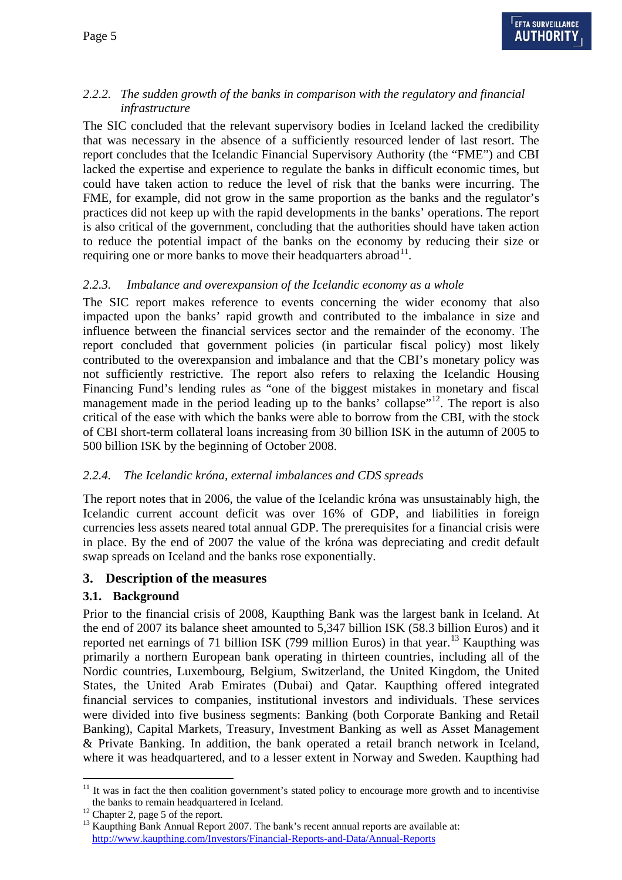*2.2.2. The sudden growth of the banks in comparison with the regulatory and financial infrastructure*

The SIC concluded that the relevant supervisory bodies in Iceland lacked the credibility that was necessary in the absence of a sufficiently resourced lender of last resort. The report concludes that the Icelandic Financial Supervisory Authority (the "FME") and CBI lacked the expertise and experience to regulate the banks in difficult economic times, but could have taken action to reduce the level of risk that the banks were incurring. The FME, for example, did not grow in the same proportion as the banks and the regulator's practices did not keep up with the rapid developments in the banks' operations. The report is also critical of the government, concluding that the authorities should have taken action to reduce the potential impact of the banks on the economy by reducing their size or requiring one or more banks to move their headquarters abroad[11].

*2.2.3. Imbalance and overexpansion of the Icelandic economy as a whole*

The SIC report makes reference to events concerning the wider economy that also impacted upon the banks' rapid growth and contributed to the imbalance in size and influence between the financial services sector and the remainder of the economy. The report concluded that government policies (in particular fiscal policy) most likely contributed to the overexpansion and imbalance and that the CBI's monetary policy was not sufficiently restrictive. The report also refers to relaxing the Icelandic Housing Financing Fund's lending rules as "one of the biggest mistakes in monetary and fiscal management made in the period leading up to the banks' collapse"[12]. The report is also critical of the ease with which the banks were able to borrow from the CBI, with the stock of CBI short-term collateral loans increasing from 30 billion ISK in the autumn of 2005 to 500 billion ISK by the beginning of October 2008.

*2.2.4. The Icelandic króna, external imbalances and CDS spreads*

The report notes that in 2006, the value of the Icelandic króna was unsustainably high, the Icelandic current account deficit was over 16% of GDP, and liabilities in foreign currencies less assets neared total annual GDP. The prerequisites for a financial crisis were in place. By the end of 2007 the value of the króna was depreciating and credit default swap spreads on Iceland and the banks rose exponentially.

## 3. Description of the measures

### 3.1. Background

Prior to the financial crisis of 2008, Kaupthing Bank was the largest bank in Iceland. At the end of 2007 its balance sheet amounted to 5,347 billion ISK (58.3 billion Euros) and it reported net earnings of 71 billion ISK (799 million Euros) in that year.[13] Kaupthing was primarily a northern European bank operating in thirteen countries, including all of the Nordic countries, Luxembourg, Belgium, Switzerland, the United Kingdom, the United States, the United Arab Emirates (Dubai) and Qatar. Kaupthing offered integrated financial services to companies, institutional investors and individuals. These services were divided into five business segments: Banking (both Corporate Banking and Retail Banking), Capital Markets, Treasury, Investment Banking as well as Asset Management & Private Banking. In addition, the bank operated a retail branch network in Iceland, where it was headquartered, and to a lesser extent in Norway and Sweden. Kaupthing had

---

[11] It was in fact the then coalition government's stated policy to encourage more growth and to incentivise the banks to remain headquartered in Iceland.

[12] Chapter 2, page 5 of the report.

[13] Kaupthing Bank Annual Report 2007. The bank's recent annual reports are available at: http://www.kaupthing.com/Investors/Financial-Reports-and-Data/Annual-Reports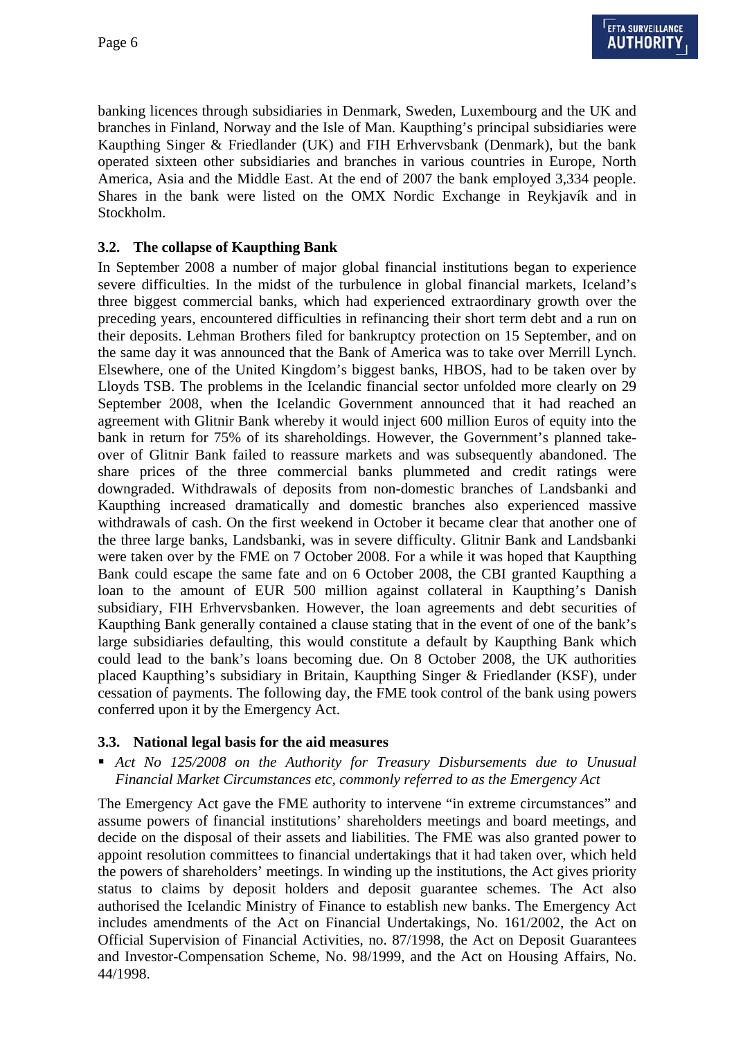banking licences through subsidiaries in Denmark, Sweden, Luxembourg and the UK and branches in Finland, Norway and the Isle of Man. Kaupthing's principal subsidiaries were Kaupthing Singer & Friedlander (UK) and FIH Erhvervsbank (Denmark), but the bank operated sixteen other subsidiaries and branches in various countries in Europe, North America, Asia and the Middle East. At the end of 2007 the bank employed 3,334 people. Shares in the bank were listed on the OMX Nordic Exchange in Reykjavík and in Stockholm.

### 3.2. The collapse of Kaupthing Bank

In September 2008 a number of major global financial institutions began to experience severe difficulties. In the midst of the turbulence in global financial markets, Iceland's three biggest commercial banks, which had experienced extraordinary growth over the preceding years, encountered difficulties in refinancing their short term debt and a run on their deposits. Lehman Brothers filed for bankruptcy protection on 15 September, and on the same day it was announced that the Bank of America was to take over Merrill Lynch. Elsewhere, one of the United Kingdom's biggest banks, HBOS, had to be taken over by Lloyds TSB. The problems in the Icelandic financial sector unfolded more clearly on 29 September 2008, when the Icelandic Government announced that it had reached an agreement with Glitnir Bank whereby it would inject 600 million Euros of equity into the bank in return for 75% of its shareholdings. However, the Government's planned take-over of Glitnir Bank failed to reassure markets and was subsequently abandoned. The share prices of the three commercial banks plummeted and credit ratings were downgraded. Withdrawals of deposits from non-domestic branches of Landsbanki and Kaupthing increased dramatically and domestic branches also experienced massive withdrawals of cash. On the first weekend in October it became clear that another one of the three large banks, Landsbanki, was in severe difficulty. Glitnir Bank and Landsbanki were taken over by the FME on 7 October 2008. For a while it was hoped that Kaupthing Bank could escape the same fate and on 6 October 2008, the CBI granted Kaupthing a loan to the amount of EUR 500 million against collateral in Kaupthing's Danish subsidiary, FIH Erhvervsbanken. However, the loan agreements and debt securities of Kaupthing Bank generally contained a clause stating that in the event of one of the bank's large subsidiaries defaulting, this would constitute a default by Kaupthing Bank which could lead to the bank's loans becoming due. On 8 October 2008, the UK authorities placed Kaupthing's subsidiary in Britain, Kaupthing Singer & Friedlander (KSF), under cessation of payments. The following day, the FME took control of the bank using powers conferred upon it by the Emergency Act.

### 3.3. National legal basis for the aid measures

- *Act No 125/2008 on the Authority for Treasury Disbursements due to Unusual Financial Market Circumstances etc, commonly referred to as the Emergency Act*

The Emergency Act gave the FME authority to intervene "in extreme circumstances" and assume powers of financial institutions' shareholders meetings and board meetings, and decide on the disposal of their assets and liabilities. The FME was also granted power to appoint resolution committees to financial undertakings that it had taken over, which held the powers of shareholders' meetings. In winding up the institutions, the Act gives priority status to claims by deposit holders and deposit guarantee schemes. The Act also authorised the Icelandic Ministry of Finance to establish new banks. The Emergency Act includes amendments of the Act on Financial Undertakings, No. 161/2002, the Act on Official Supervision of Financial Activities, no. 87/1998, the Act on Deposit Guarantees and Investor-Compensation Scheme, No. 98/1999, and the Act on Housing Affairs, No. 44/1998.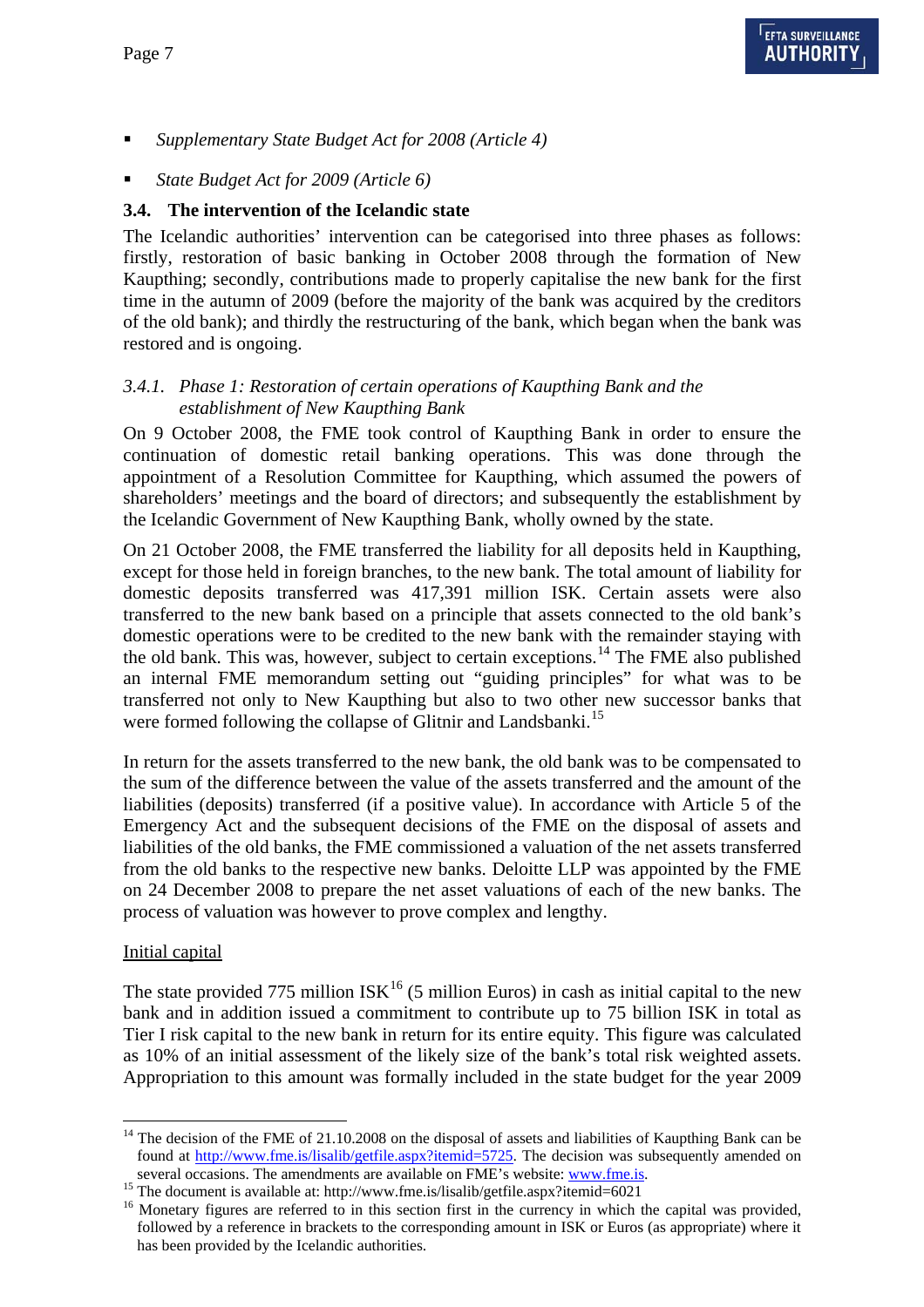- *Supplementary State Budget Act for 2008 (Article 4)*
- *State Budget Act for 2009 (Article 6)*

### 3.4. The intervention of the Icelandic state

The Icelandic authorities' intervention can be categorised into three phases as follows: firstly, restoration of basic banking in October 2008 through the formation of New Kaupthing; secondly, contributions made to properly capitalise the new bank for the first time in the autumn of 2009 (before the majority of the bank was acquired by the creditors of the old bank); and thirdly the restructuring of the bank, which began when the bank was restored and is ongoing.

#### *3.4.1. Phase 1: Restoration of certain operations of Kaupthing Bank and the establishment of New Kaupthing Bank*

On 9 October 2008, the FME took control of Kaupthing Bank in order to ensure the continuation of domestic retail banking operations. This was done through the appointment of a Resolution Committee for Kaupthing, which assumed the powers of shareholders' meetings and the board of directors; and subsequently the establishment by the Icelandic Government of New Kaupthing Bank, wholly owned by the state.

On 21 October 2008, the FME transferred the liability for all deposits held in Kaupthing, except for those held in foreign branches, to the new bank. The total amount of liability for domestic deposits transferred was 417,391 million ISK. Certain assets were also transferred to the new bank based on a principle that assets connected to the old bank's domestic operations were to be credited to the new bank with the remainder staying with the old bank. This was, however, subject to certain exceptions.[14] The FME also published an internal FME memorandum setting out "guiding principles" for what was to be transferred not only to New Kaupthing but also to two other new successor banks that were formed following the collapse of Glitnir and Landsbanki.[15]

In return for the assets transferred to the new bank, the old bank was to be compensated to the sum of the difference between the value of the assets transferred and the amount of the liabilities (deposits) transferred (if a positive value). In accordance with Article 5 of the Emergency Act and the subsequent decisions of the FME on the disposal of assets and liabilities of the old banks, the FME commissioned a valuation of the net assets transferred from the old banks to the respective new banks. Deloitte LLP was appointed by the FME on 24 December 2008 to prepare the net asset valuations of each of the new banks. The process of valuation was however to prove complex and lengthy.

Initial capital

The state provided 775 million ISK[16] (5 million Euros) in cash as initial capital to the new bank and in addition issued a commitment to contribute up to 75 billion ISK in total as Tier I risk capital to the new bank in return for its entire equity. This figure was calculated as 10% of an initial assessment of the likely size of the bank's total risk weighted assets. Appropriation to this amount was formally included in the state budget for the year 2009

---

[14] The decision of the FME of 21.10.2008 on the disposal of assets and liabilities of Kaupthing Bank can be found at http://www.fme.is/lisalib/getfile.aspx?itemid=5725. The decision was subsequently amended on several occasions. The amendments are available on FME's website: www.fme.is.

[15] The document is available at: http://www.fme.is/lisalib/getfile.aspx?itemid=6021

[16] Monetary figures are referred to in this section first in the currency in which the capital was provided, followed by a reference in brackets to the corresponding amount in ISK or Euros (as appropriate) where it has been provided by the Icelandic authorities.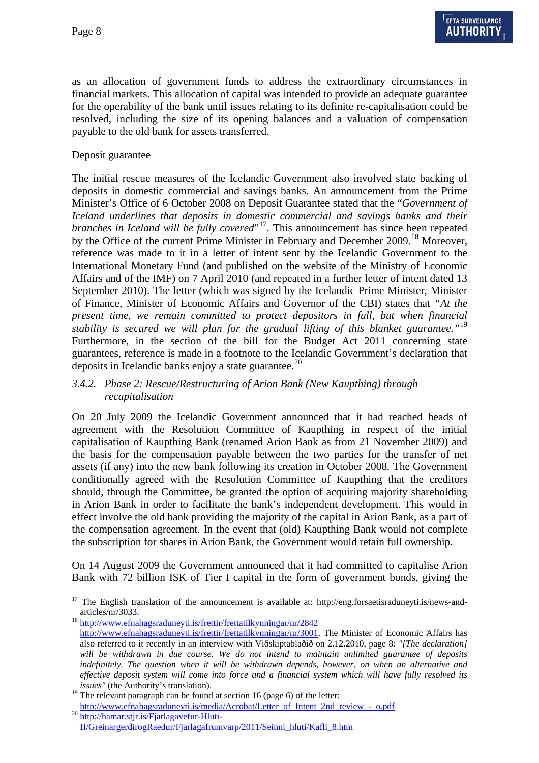as an allocation of government funds to address the extraordinary circumstances in financial markets. This allocation of capital was intended to provide an adequate guarantee for the operability of the bank until issues relating to its definite re-capitalisation could be resolved, including the size of its opening balances and a valuation of compensation payable to the old bank for assets transferred.

Deposit guarantee

The initial rescue measures of the Icelandic Government also involved state backing of deposits in domestic commercial and savings banks. An announcement from the Prime Minister's Office of 6 October 2008 on Deposit Guarantee stated that the "*Government of Iceland underlines that deposits in domestic commercial and savings banks and their branches in Iceland will be fully covered*"[17]. This announcement has since been repeated by the Office of the current Prime Minister in February and December 2009.[18] Moreover, reference was made to it in a letter of intent sent by the Icelandic Government to the International Monetary Fund (and published on the website of the Ministry of Economic Affairs and of the IMF) on 7 April 2010 (and repeated in a further letter of intent dated 13 September 2010). The letter (which was signed by the Icelandic Prime Minister, Minister of Finance, Minister of Economic Affairs and Governor of the CBI) states that *"At the present time, we remain committed to protect depositors in full, but when financial stability is secured we will plan for the gradual lifting of this blanket guarantee."*[19] Furthermore, in the section of the bill for the Budget Act 2011 concerning state guarantees, reference is made in a footnote to the Icelandic Government's declaration that deposits in Icelandic banks enjoy a state guarantee.[20]

### *3.4.2. Phase 2: Rescue/Restructuring of Arion Bank (New Kaupthing) through recapitalisation*

On 20 July 2009 the Icelandic Government announced that it had reached heads of agreement with the Resolution Committee of Kaupthing in respect of the initial capitalisation of Kaupthing Bank (renamed Arion Bank as from 21 November 2009) and the basis for the compensation payable between the two parties for the transfer of net assets (if any) into the new bank following its creation in October 2008. The Government conditionally agreed with the Resolution Committee of Kaupthing that the creditors should, through the Committee, be granted the option of acquiring majority shareholding in Arion Bank in order to facilitate the bank's independent development. This would in effect involve the old bank providing the majority of the capital in Arion Bank, as a part of the compensation agreement. In the event that (old) Kaupthing Bank would not complete the subscription for shares in Arion Bank, the Government would retain full ownership.

On 14 August 2009 the Government announced that it had committed to capitalise Arion Bank with 72 billion ISK of Tier I capital in the form of government bonds, giving the

---

[17] The English translation of the announcement is available at: http://eng.forsaetisraduneyti.is/news-and-articles/nr/3033.

[18] http://www.efnahagsraduneyti.is/frettir/frettatilkynningar/nr/2842 http://www.efnahagsraduneyti.is/frettir/frettatilkynningar/nr/3001. The Minister of Economic Affairs has also referred to it recently in an interview with Viðskiptablaðið on 2.12.2010, page 8: *"[The declaration] will be withdrawn in due course. We do not intend to maintain unlimited guarantee of deposits indefinitely. The question when it will be withdrawn depends, however, on when an alternative and effective deposit system will come into force and a financial system which will have fully resolved its issues"* (the Authority's translation).

[19] The relevant paragraph can be found at section 16 (page 6) of the letter: http://www.efnahagsraduneyti.is/media/Acrobat/Letter_of_Intent_2nd_review_-_o.pdf

[20] http://hamar.stjr.is/Fjarlagavefur-Hluti-II/GreinargerdirogRaedur/Fjarlagafrumvarp/2011/Seinni_hluti/Kafli_8.htm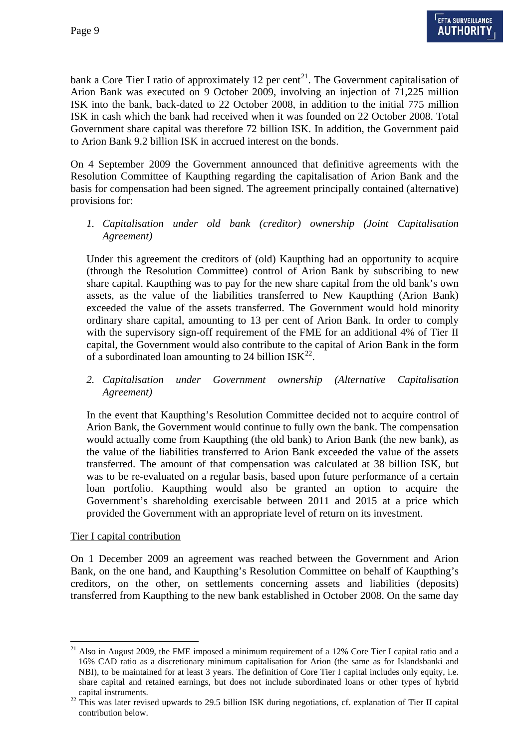bank a Core Tier I ratio of approximately 12 per cent[21]. The Government capitalisation of Arion Bank was executed on 9 October 2009, involving an injection of 71,225 million ISK into the bank, back-dated to 22 October 2008, in addition to the initial 775 million ISK in cash which the bank had received when it was founded on 22 October 2008. Total Government share capital was therefore 72 billion ISK. In addition, the Government paid to Arion Bank 9.2 billion ISK in accrued interest on the bonds.

On 4 September 2009 the Government announced that definitive agreements with the Resolution Committee of Kaupthing regarding the capitalisation of Arion Bank and the basis for compensation had been signed. The agreement principally contained (alternative) provisions for:

1. *Capitalisation under old bank (creditor) ownership (Joint Capitalisation Agreement)*

   Under this agreement the creditors of (old) Kaupthing had an opportunity to acquire (through the Resolution Committee) control of Arion Bank by subscribing to new share capital. Kaupthing was to pay for the new share capital from the old bank's own assets, as the value of the liabilities transferred to New Kaupthing (Arion Bank) exceeded the value of the assets transferred. The Government would hold minority ordinary share capital, amounting to 13 per cent of Arion Bank. In order to comply with the supervisory sign-off requirement of the FME for an additional 4% of Tier II capital, the Government would also contribute to the capital of Arion Bank in the form of a subordinated loan amounting to 24 billion ISK[22].

2. *Capitalisation under Government ownership (Alternative Capitalisation Agreement)*

   In the event that Kaupthing's Resolution Committee decided not to acquire control of Arion Bank, the Government would continue to fully own the bank. The compensation would actually come from Kaupthing (the old bank) to Arion Bank (the new bank), as the value of the liabilities transferred to Arion Bank exceeded the value of the assets transferred. The amount of that compensation was calculated at 38 billion ISK, but was to be re-evaluated on a regular basis, based upon future performance of a certain loan portfolio. Kaupthing would also be granted an option to acquire the Government's shareholding exercisable between 2011 and 2015 at a price which provided the Government with an appropriate level of return on its investment.

Tier I capital contribution

On 1 December 2009 an agreement was reached between the Government and Arion Bank, on the one hand, and Kaupthing's Resolution Committee on behalf of Kaupthing's creditors, on the other, on settlements concerning assets and liabilities (deposits) transferred from Kaupthing to the new bank established in October 2008. On the same day

---

[21] Also in August 2009, the FME imposed a minimum requirement of a 12% Core Tier I capital ratio and a 16% CAD ratio as a discretionary minimum capitalisation for Arion (the same as for Islandsbanki and NBI), to be maintained for at least 3 years. The definition of Core Tier I capital includes only equity, i.e. share capital and retained earnings, but does not include subordinated loans or other types of hybrid capital instruments.

[22] This was later revised upwards to 29.5 billion ISK during negotiations, cf. explanation of Tier II capital contribution below.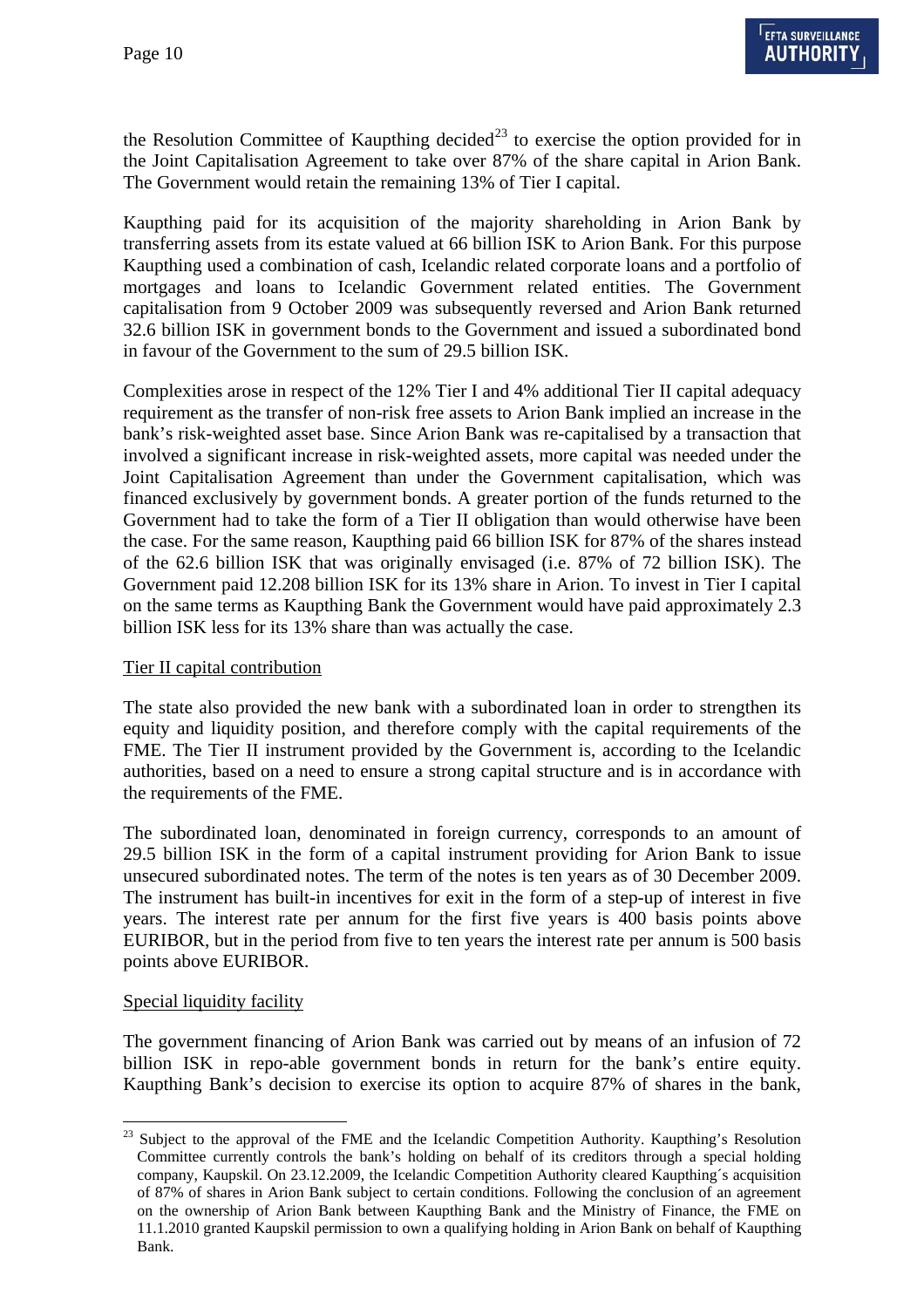the Resolution Committee of Kaupthing decided[23] to exercise the option provided for in the Joint Capitalisation Agreement to take over 87% of the share capital in Arion Bank. The Government would retain the remaining 13% of Tier I capital.

Kaupthing paid for its acquisition of the majority shareholding in Arion Bank by transferring assets from its estate valued at 66 billion ISK to Arion Bank. For this purpose Kaupthing used a combination of cash, Icelandic related corporate loans and a portfolio of mortgages and loans to Icelandic Government related entities. The Government capitalisation from 9 October 2009 was subsequently reversed and Arion Bank returned 32.6 billion ISK in government bonds to the Government and issued a subordinated bond in favour of the Government to the sum of 29.5 billion ISK.

Complexities arose in respect of the 12% Tier I and 4% additional Tier II capital adequacy requirement as the transfer of non-risk free assets to Arion Bank implied an increase in the bank's risk-weighted asset base. Since Arion Bank was re-capitalised by a transaction that involved a significant increase in risk-weighted assets, more capital was needed under the Joint Capitalisation Agreement than under the Government capitalisation, which was financed exclusively by government bonds. A greater portion of the funds returned to the Government had to take the form of a Tier II obligation than would otherwise have been the case. For the same reason, Kaupthing paid 66 billion ISK for 87% of the shares instead of the 62.6 billion ISK that was originally envisaged (i.e. 87% of 72 billion ISK). The Government paid 12.208 billion ISK for its 13% share in Arion. To invest in Tier I capital on the same terms as Kaupthing Bank the Government would have paid approximately 2.3 billion ISK less for its 13% share than was actually the case.

Tier II capital contribution

The state also provided the new bank with a subordinated loan in order to strengthen its equity and liquidity position, and therefore comply with the capital requirements of the FME. The Tier II instrument provided by the Government is, according to the Icelandic authorities, based on a need to ensure a strong capital structure and is in accordance with the requirements of the FME.

The subordinated loan, denominated in foreign currency, corresponds to an amount of 29.5 billion ISK in the form of a capital instrument providing for Arion Bank to issue unsecured subordinated notes. The term of the notes is ten years as of 30 December 2009. The instrument has built-in incentives for exit in the form of a step-up of interest in five years. The interest rate per annum for the first five years is 400 basis points above EURIBOR, but in the period from five to ten years the interest rate per annum is 500 basis points above EURIBOR.

Special liquidity facility

The government financing of Arion Bank was carried out by means of an infusion of 72 billion ISK in repo-able government bonds in return for the bank's entire equity. Kaupthing Bank's decision to exercise its option to acquire 87% of shares in the bank,

---

[23] Subject to the approval of the FME and the Icelandic Competition Authority. Kaupthing's Resolution Committee currently controls the bank's holding on behalf of its creditors through a special holding company, Kaupskil. On 23.12.2009, the Icelandic Competition Authority cleared Kaupthing´s acquisition of 87% of shares in Arion Bank subject to certain conditions. Following the conclusion of an agreement on the ownership of Arion Bank between Kaupthing Bank and the Ministry of Finance, the FME on 11.1.2010 granted Kaupskil permission to own a qualifying holding in Arion Bank on behalf of Kaupthing Bank.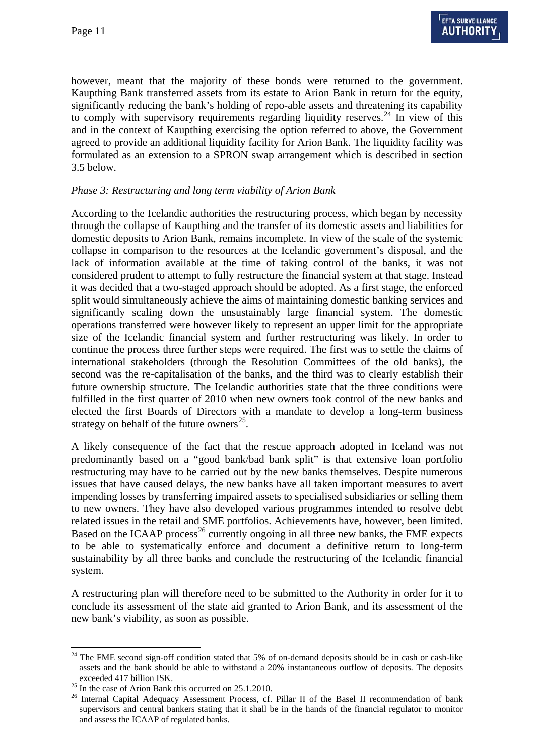however, meant that the majority of these bonds were returned to the government. Kaupthing Bank transferred assets from its estate to Arion Bank in return for the equity, significantly reducing the bank's holding of repo-able assets and threatening its capability to comply with supervisory requirements regarding liquidity reserves.[24] In view of this and in the context of Kaupthing exercising the option referred to above, the Government agreed to provide an additional liquidity facility for Arion Bank. The liquidity facility was formulated as an extension to a SPRON swap arrangement which is described in section 3.5 below.

*Phase 3: Restructuring and long term viability of Arion Bank*

According to the Icelandic authorities the restructuring process, which began by necessity through the collapse of Kaupthing and the transfer of its domestic assets and liabilities for domestic deposits to Arion Bank, remains incomplete. In view of the scale of the systemic collapse in comparison to the resources at the Icelandic government's disposal, and the lack of information available at the time of taking control of the banks, it was not considered prudent to attempt to fully restructure the financial system at that stage. Instead it was decided that a two-staged approach should be adopted. As a first stage, the enforced split would simultaneously achieve the aims of maintaining domestic banking services and significantly scaling down the unsustainably large financial system. The domestic operations transferred were however likely to represent an upper limit for the appropriate size of the Icelandic financial system and further restructuring was likely. In order to continue the process three further steps were required. The first was to settle the claims of international stakeholders (through the Resolution Committees of the old banks), the second was the re-capitalisation of the banks, and the third was to clearly establish their future ownership structure. The Icelandic authorities state that the three conditions were fulfilled in the first quarter of 2010 when new owners took control of the new banks and elected the first Boards of Directors with a mandate to develop a long-term business strategy on behalf of the future owners[25].

A likely consequence of the fact that the rescue approach adopted in Iceland was not predominantly based on a "good bank/bad bank split" is that extensive loan portfolio restructuring may have to be carried out by the new banks themselves. Despite numerous issues that have caused delays, the new banks have all taken important measures to avert impending losses by transferring impaired assets to specialised subsidiaries or selling them to new owners. They have also developed various programmes intended to resolve debt related issues in the retail and SME portfolios. Achievements have, however, been limited. Based on the ICAAP process[26] currently ongoing in all three new banks, the FME expects to be able to systematically enforce and document a definitive return to long-term sustainability by all three banks and conclude the restructuring of the Icelandic financial system.

A restructuring plan will therefore need to be submitted to the Authority in order for it to conclude its assessment of the state aid granted to Arion Bank, and its assessment of the new bank's viability, as soon as possible.

---

[24] The FME second sign-off condition stated that 5% of on-demand deposits should be in cash or cash-like assets and the bank should be able to withstand a 20% instantaneous outflow of deposits. The deposits exceeded 417 billion ISK.

[25] In the case of Arion Bank this occurred on 25.1.2010.

[26] Internal Capital Adequacy Assessment Process, cf. Pillar II of the Basel II recommendation of bank supervisors and central bankers stating that it shall be in the hands of the financial regulator to monitor and assess the ICAAP of regulated banks.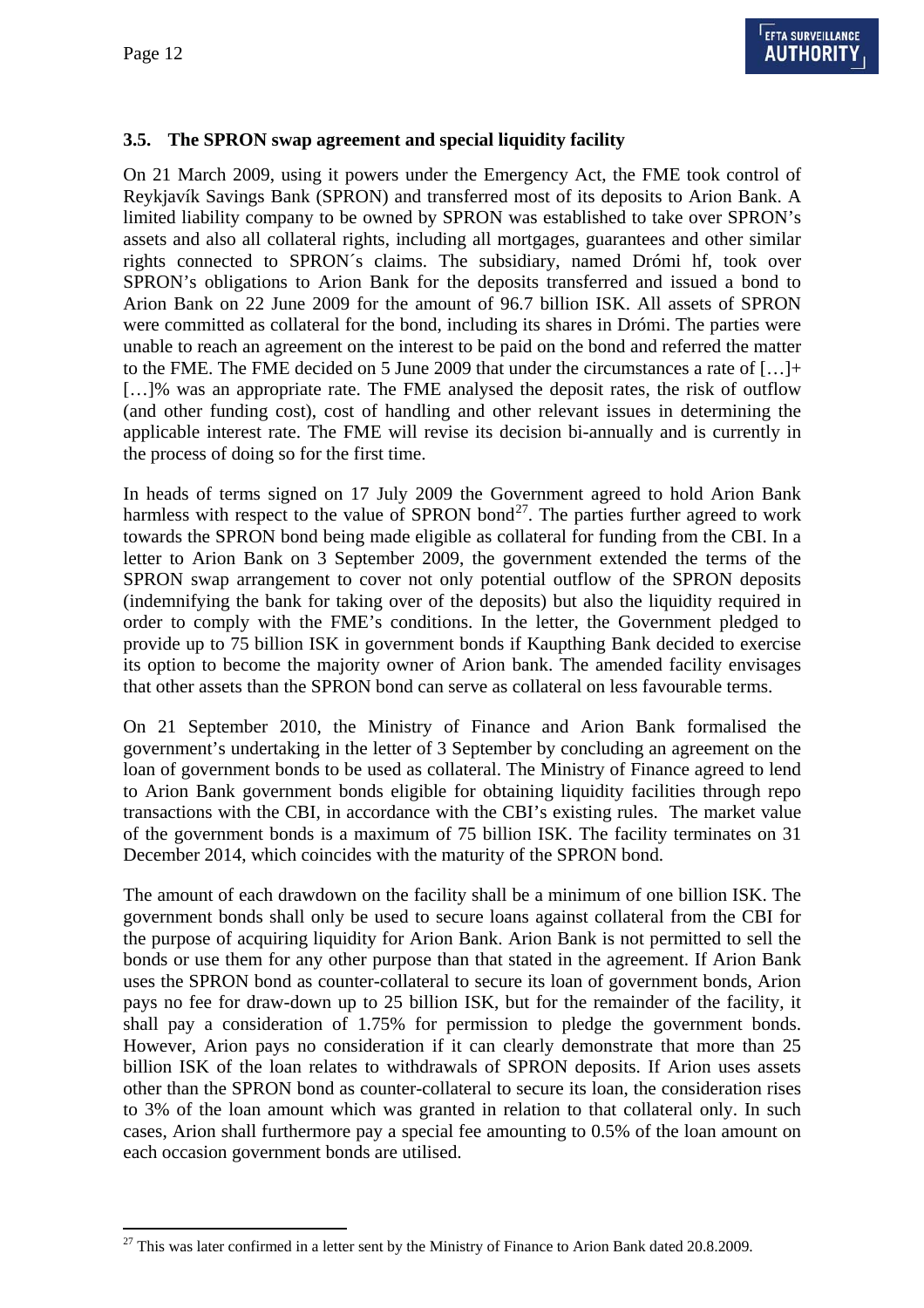### 3.5. The SPRON swap agreement and special liquidity facility

On 21 March 2009, using it powers under the Emergency Act, the FME took control of Reykjavík Savings Bank (SPRON) and transferred most of its deposits to Arion Bank. A limited liability company to be owned by SPRON was established to take over SPRON's assets and also all collateral rights, including all mortgages, guarantees and other similar rights connected to SPRON´s claims. The subsidiary, named Drómi hf, took over SPRON's obligations to Arion Bank for the deposits transferred and issued a bond to Arion Bank on 22 June 2009 for the amount of 96.7 billion ISK. All assets of SPRON were committed as collateral for the bond, including its shares in Drómi. The parties were unable to reach an agreement on the interest to be paid on the bond and referred the matter to the FME. The FME decided on 5 June 2009 that under the circumstances a rate of […]+ […]% was an appropriate rate. The FME analysed the deposit rates, the risk of outflow (and other funding cost), cost of handling and other relevant issues in determining the applicable interest rate. The FME will revise its decision bi-annually and is currently in the process of doing so for the first time.

In heads of terms signed on 17 July 2009 the Government agreed to hold Arion Bank harmless with respect to the value of SPRON bond[27]. The parties further agreed to work towards the SPRON bond being made eligible as collateral for funding from the CBI. In a letter to Arion Bank on 3 September 2009, the government extended the terms of the SPRON swap arrangement to cover not only potential outflow of the SPRON deposits (indemnifying the bank for taking over of the deposits) but also the liquidity required in order to comply with the FME's conditions. In the letter, the Government pledged to provide up to 75 billion ISK in government bonds if Kaupthing Bank decided to exercise its option to become the majority owner of Arion bank. The amended facility envisages that other assets than the SPRON bond can serve as collateral on less favourable terms.

On 21 September 2010, the Ministry of Finance and Arion Bank formalised the government's undertaking in the letter of 3 September by concluding an agreement on the loan of government bonds to be used as collateral. The Ministry of Finance agreed to lend to Arion Bank government bonds eligible for obtaining liquidity facilities through repo transactions with the CBI, in accordance with the CBI's existing rules. The market value of the government bonds is a maximum of 75 billion ISK. The facility terminates on 31 December 2014, which coincides with the maturity of the SPRON bond.

The amount of each drawdown on the facility shall be a minimum of one billion ISK. The government bonds shall only be used to secure loans against collateral from the CBI for the purpose of acquiring liquidity for Arion Bank. Arion Bank is not permitted to sell the bonds or use them for any other purpose than that stated in the agreement. If Arion Bank uses the SPRON bond as counter-collateral to secure its loan of government bonds, Arion pays no fee for draw-down up to 25 billion ISK, but for the remainder of the facility, it shall pay a consideration of 1.75% for permission to pledge the government bonds. However, Arion pays no consideration if it can clearly demonstrate that more than 25 billion ISK of the loan relates to withdrawals of SPRON deposits. If Arion uses assets other than the SPRON bond as counter-collateral to secure its loan, the consideration rises to 3% of the loan amount which was granted in relation to that collateral only. In such cases, Arion shall furthermore pay a special fee amounting to 0.5% of the loan amount on each occasion government bonds are utilised.

[27] This was later confirmed in a letter sent by the Ministry of Finance to Arion Bank dated 20.8.2009.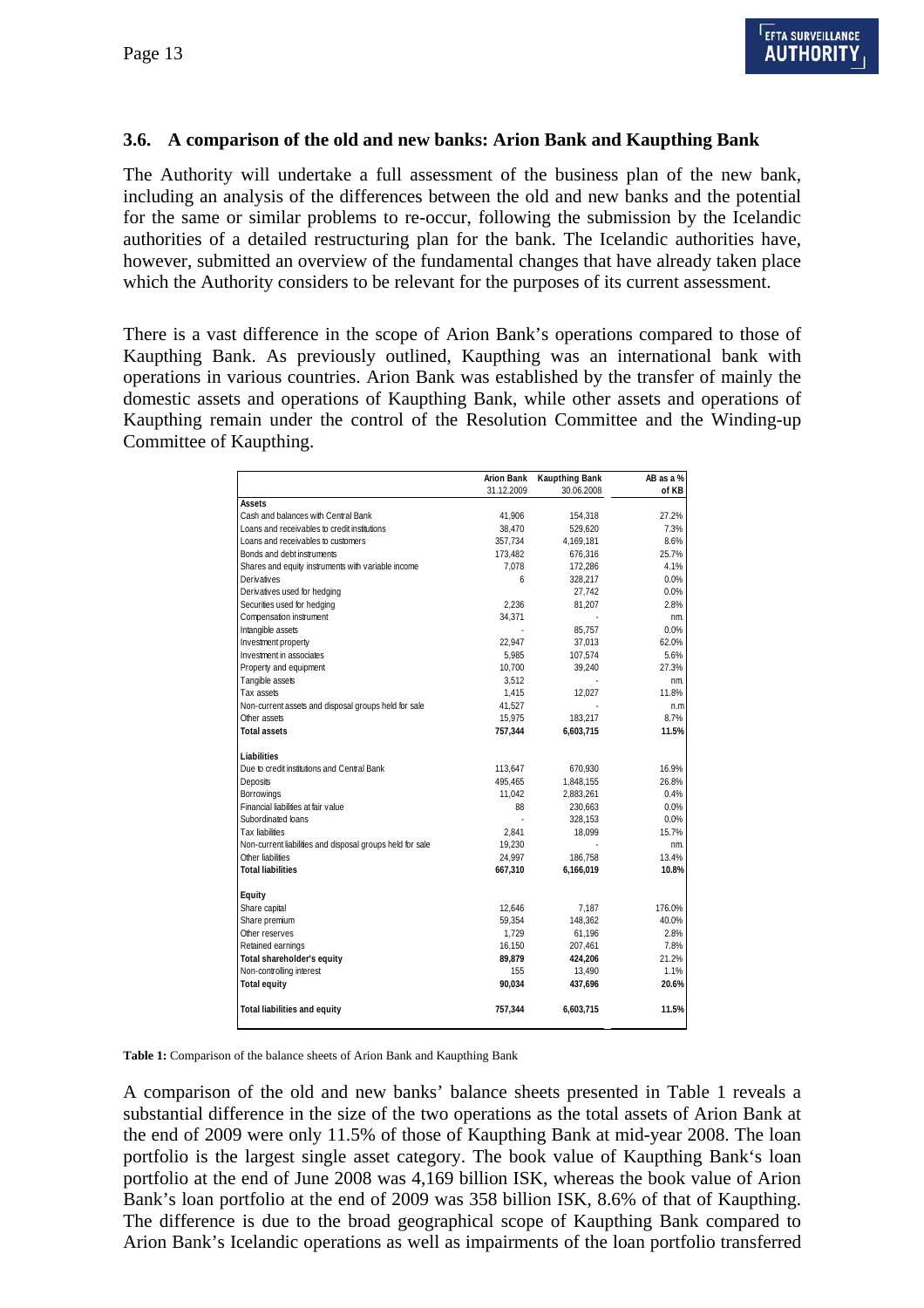### 3.6. A comparison of the old and new banks: Arion Bank and Kaupthing Bank

The Authority will undertake a full assessment of the business plan of the new bank, including an analysis of the differences between the old and new banks and the potential for the same or similar problems to re-occur, following the submission by the Icelandic authorities of a detailed restructuring plan for the bank. The Icelandic authorities have, however, submitted an overview of the fundamental changes that have already taken place which the Authority considers to be relevant for the purposes of its current assessment.

There is a vast difference in the scope of Arion Bank's operations compared to those of Kaupthing Bank. As previously outlined, Kaupthing was an international bank with operations in various countries. Arion Bank was established by the transfer of mainly the domestic assets and operations of Kaupthing Bank, while other assets and operations of Kaupthing remain under the control of the Resolution Committee and the Winding-up Committee of Kaupthing.

| | Arion Bank 31.12.2009 | Kaupthing Bank 30.06.2008 | AB as a % of KB |
|---|---|---|---|
| **Assets** | | | |
| Cash and balances with Central Bank | 41,906 | 154,318 | 27.2% |
| Loans and receivables to credit institutions | 38,470 | 529,620 | 7.3% |
| Loans and receivables to customers | 357,734 | 4,169,181 | 8.6% |
| Bonds and debt instruments | 173,482 | 676,316 | 25.7% |
| Shares and equity instruments with variable income | 7,078 | 172,286 | 4.1% |
| Derivatives | 6 | 328,217 | 0.0% |
| Derivatives used for hedging | | 27,742 | 0.0% |
| Securities used for hedging | 2,236 | 81,207 | 2.8% |
| Compensation instrument | 34,371 | - | nm. |
| Intangible assets | - | 85,757 | 0.0% |
| Investment property | 22,947 | 37,013 | 62.0% |
| Investment in associates | 5,985 | 107,574 | 5.6% |
| Property and equipment | 10,700 | 39,240 | 27.3% |
| Tangible assets | 3,512 | - | nm. |
| Tax assets | 1,415 | 12,027 | 11.8% |
| Non-current assets and disposal groups held for sale | 41,527 | - | n.m |
| Other assets | 15,975 | 183,217 | 8.7% |
| **Total assets** | **757,344** | **6,603,715** | **11.5%** |
| | | | |
| **Liabilities** | | | |
| Due to credit institutions and Central Bank | 113,647 | 670,930 | 16.9% |
| Deposits | 495,465 | 1,848,155 | 26.8% |
| Borrowings | 11,042 | 2,883,261 | 0.4% |
| Financial liabilities at fair value | 88 | 230,663 | 0.0% |
| Subordinated loans | - | 328,153 | 0.0% |
| Tax liabilities | 2,841 | 18,099 | 15.7% |
| Non-current liabilities and disposal groups held for sale | 19,230 | - | nm. |
| Other liabilities | 24,997 | 186,758 | 13.4% |
| **Total liabilities** | **667,310** | **6,166,019** | **10.8%** |
| | | | |
| **Equity** | | | |
| Share capital | 12,646 | 7,187 | 176.0% |
| Share premium | 59,354 | 148,362 | 40.0% |
| Other reserves | 1,729 | 61,196 | 2.8% |
| Retained earnings | 16,150 | 207,461 | 7.8% |
| **Total shareholder's equity** | **89,879** | **424,206** | **21.2%** |
| Non-controlling interest | 155 | 13,490 | 1.1% |
| **Total equity** | **90,034** | **437,696** | **20.6%** |
| | | | |
| **Total liabilities and equity** | **757,344** | **6,603,715** | **11.5%** |

**Table 1:** Comparison of the balance sheets of Arion Bank and Kaupthing Bank

A comparison of the old and new banks' balance sheets presented in Table 1 reveals a substantial difference in the size of the two operations as the total assets of Arion Bank at the end of 2009 were only 11.5% of those of Kaupthing Bank at mid-year 2008. The loan portfolio is the largest single asset category. The book value of Kaupthing Bank's loan portfolio at the end of June 2008 was 4,169 billion ISK, whereas the book value of Arion Bank's loan portfolio at the end of 2009 was 358 billion ISK, 8.6% of that of Kaupthing. The difference is due to the broad geographical scope of Kaupthing Bank compared to Arion Bank's Icelandic operations as well as impairments of the loan portfolio transferred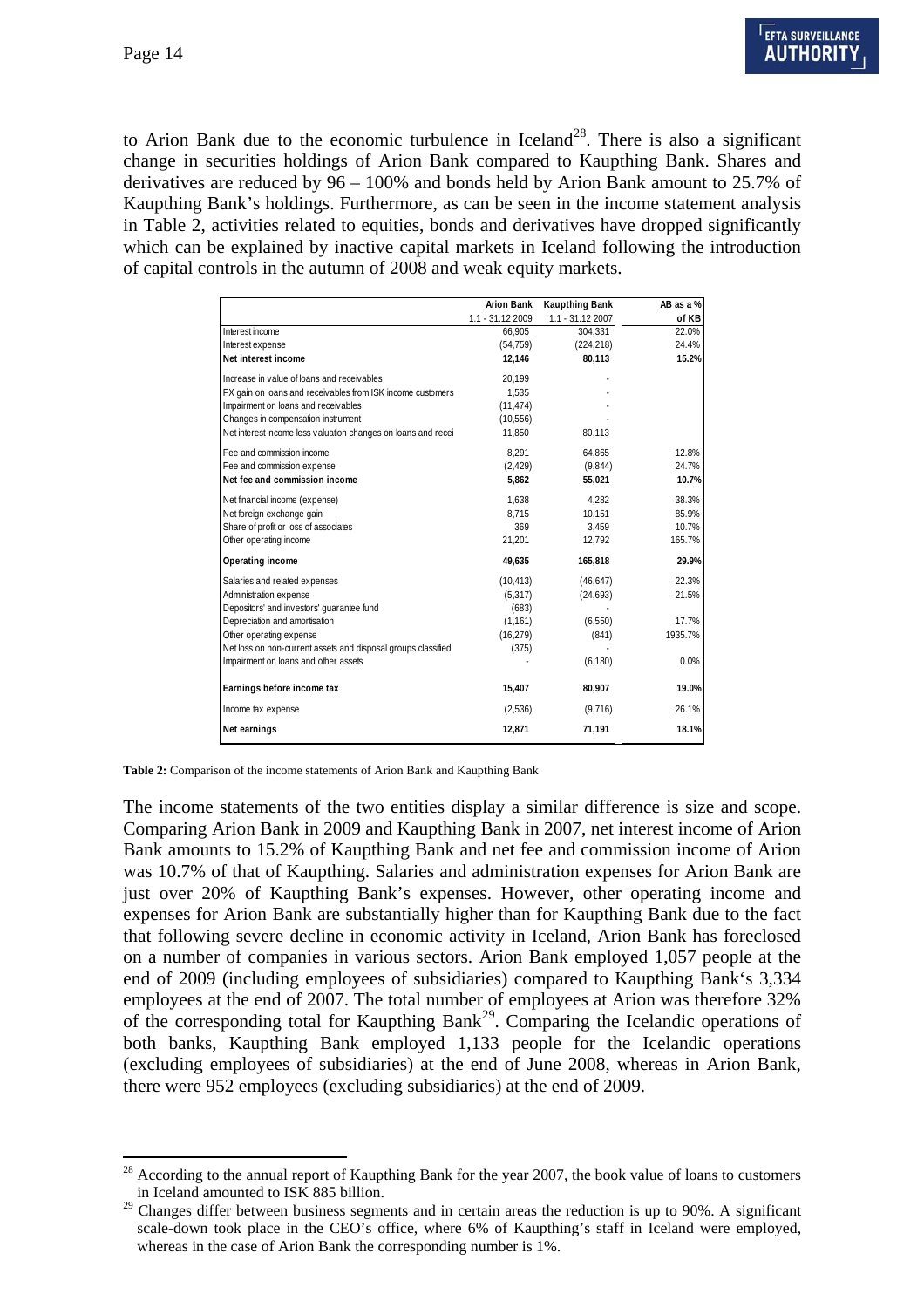to Arion Bank due to the economic turbulence in Iceland[28]. There is also a significant change in securities holdings of Arion Bank compared to Kaupthing Bank. Shares and derivatives are reduced by 96 – 100% and bonds held by Arion Bank amount to 25.7% of Kaupthing Bank's holdings. Furthermore, as can be seen in the income statement analysis in Table 2, activities related to equities, bonds and derivatives have dropped significantly which can be explained by inactive capital markets in Iceland following the introduction of capital controls in the autumn of 2008 and weak equity markets.

| | Arion Bank | Kaupthing Bank | AB as a % |
|---|---|---|---|
| | 1.1 - 31.12 2009 | 1.1 - 31.12 2007 | of KB |
| Interest income | 66,905 | 304,331 | 22.0% |
| Interest expense | (54,759) | (224,218) | 24.4% |
| **Net interest income** | **12,146** | **80,113** | **15.2%** |
| Increase in value of loans and receivables | 20,199 | - | |
| FX gain on loans and receivables from ISK income customers | 1,535 | - | |
| Impairment on loans and receivables | (11,474) | - | |
| Changes in compensation instrument | (10,556) | - | |
| Net interest income less valuation changes on loans and recei | 11,850 | 80,113 | |
| Fee and commission income | 8,291 | 64,865 | 12.8% |
| Fee and commission expense | (2,429) | (9,844) | 24.7% |
| **Net fee and commission income** | **5,862** | **55,021** | **10.7%** |
| Net financial income (expense) | 1,638 | 4,282 | 38.3% |
| Net foreign exchange gain | 8,715 | 10,151 | 85.9% |
| Share of profit or loss of associates | 369 | 3,459 | 10.7% |
| Other operating income | 21,201 | 12,792 | 165.7% |
| **Operating income** | **49,635** | **165,818** | **29.9%** |
| Salaries and related expenses | (10,413) | (46,647) | 22.3% |
| Administration expense | (5,317) | (24,693) | 21.5% |
| Depositors' and investors' guarantee fund | (683) | - | |
| Depreciation and amortisation | (1,161) | (6,550) | 17.7% |
| Other operating expense | (16,279) | (841) | 1935.7% |
| Net loss on non-current assets and disposal groups classified | (375) | - | |
| Impairment on loans and other assets | - | (6,180) | 0.0% |
| **Earnings before income tax** | **15,407** | **80,907** | **19.0%** |
| Income tax expense | (2,536) | (9,716) | 26.1% |
| **Net earnings** | **12,871** | **71,191** | **18.1%** |

**Table 2:** Comparison of the income statements of Arion Bank and Kaupthing Bank

The income statements of the two entities display a similar difference is size and scope. Comparing Arion Bank in 2009 and Kaupthing Bank in 2007, net interest income of Arion Bank amounts to 15.2% of Kaupthing Bank and net fee and commission income of Arion was 10.7% of that of Kaupthing. Salaries and administration expenses for Arion Bank are just over 20% of Kaupthing Bank's expenses. However, other operating income and expenses for Arion Bank are substantially higher than for Kaupthing Bank due to the fact that following severe decline in economic activity in Iceland, Arion Bank has foreclosed on a number of companies in various sectors. Arion Bank employed 1,057 people at the end of 2009 (including employees of subsidiaries) compared to Kaupthing Bank's 3,334 employees at the end of 2007. The total number of employees at Arion was therefore 32% of the corresponding total for Kaupthing Bank[29]. Comparing the Icelandic operations of both banks, Kaupthing Bank employed 1,133 people for the Icelandic operations (excluding employees of subsidiaries) at the end of June 2008, whereas in Arion Bank, there were 952 employees (excluding subsidiaries) at the end of 2009.

[28] According to the annual report of Kaupthing Bank for the year 2007, the book value of loans to customers in Iceland amounted to ISK 885 billion.

[29] Changes differ between business segments and in certain areas the reduction is up to 90%. A significant scale-down took place in the CEO's office, where 6% of Kaupthing's staff in Iceland were employed, whereas in the case of Arion Bank the corresponding number is 1%.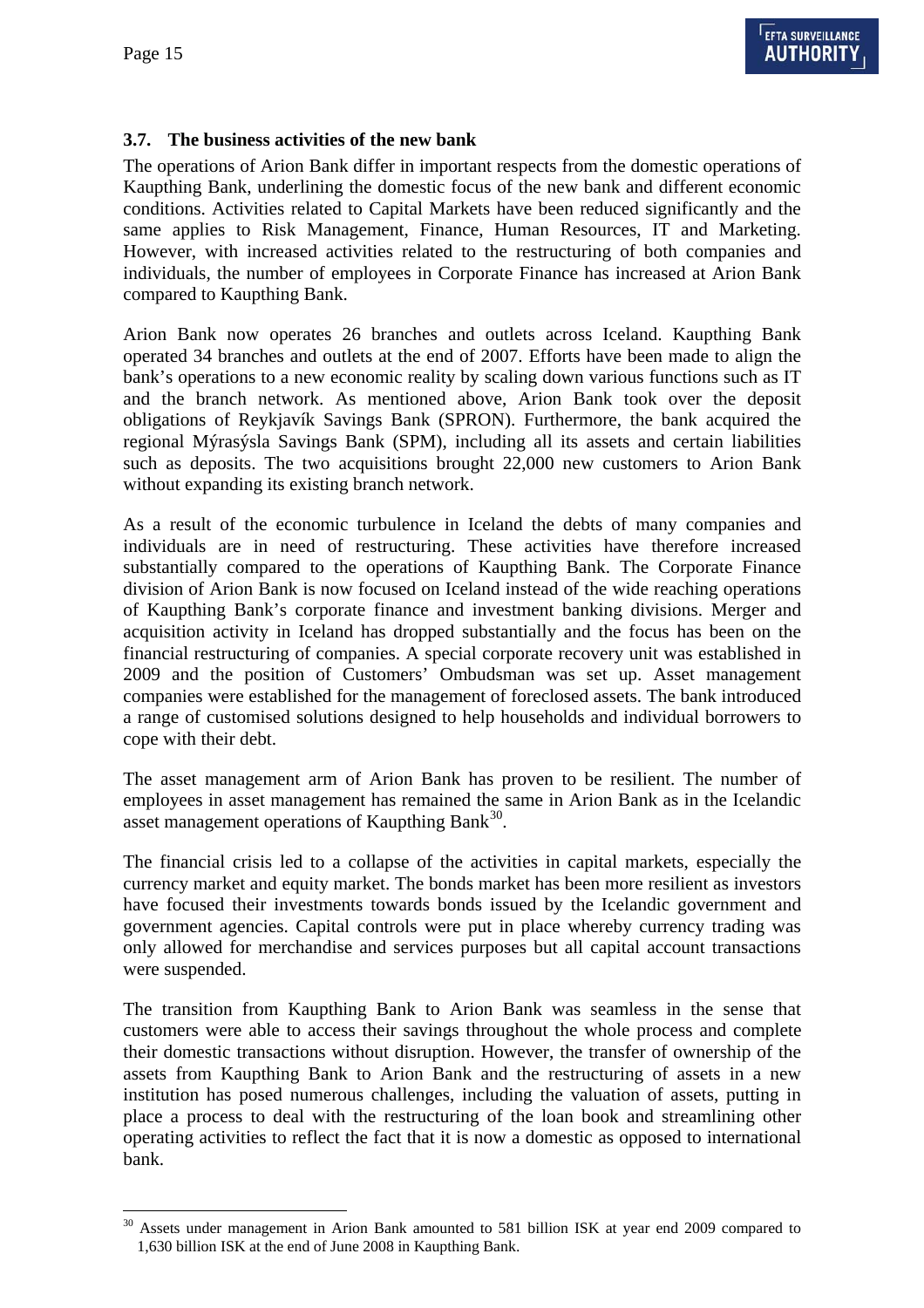### 3.7. The business activities of the new bank

The operations of Arion Bank differ in important respects from the domestic operations of Kaupthing Bank, underlining the domestic focus of the new bank and different economic conditions. Activities related to Capital Markets have been reduced significantly and the same applies to Risk Management, Finance, Human Resources, IT and Marketing. However, with increased activities related to the restructuring of both companies and individuals, the number of employees in Corporate Finance has increased at Arion Bank compared to Kaupthing Bank.

Arion Bank now operates 26 branches and outlets across Iceland. Kaupthing Bank operated 34 branches and outlets at the end of 2007. Efforts have been made to align the bank's operations to a new economic reality by scaling down various functions such as IT and the branch network. As mentioned above, Arion Bank took over the deposit obligations of Reykjavík Savings Bank (SPRON). Furthermore, the bank acquired the regional Mýrasýsla Savings Bank (SPM), including all its assets and certain liabilities such as deposits. The two acquisitions brought 22,000 new customers to Arion Bank without expanding its existing branch network.

As a result of the economic turbulence in Iceland the debts of many companies and individuals are in need of restructuring. These activities have therefore increased substantially compared to the operations of Kaupthing Bank. The Corporate Finance division of Arion Bank is now focused on Iceland instead of the wide reaching operations of Kaupthing Bank's corporate finance and investment banking divisions. Merger and acquisition activity in Iceland has dropped substantially and the focus has been on the financial restructuring of companies. A special corporate recovery unit was established in 2009 and the position of Customers' Ombudsman was set up. Asset management companies were established for the management of foreclosed assets. The bank introduced a range of customised solutions designed to help households and individual borrowers to cope with their debt.

The asset management arm of Arion Bank has proven to be resilient. The number of employees in asset management has remained the same in Arion Bank as in the Icelandic asset management operations of Kaupthing Bank[30].

The financial crisis led to a collapse of the activities in capital markets, especially the currency market and equity market. The bonds market has been more resilient as investors have focused their investments towards bonds issued by the Icelandic government and government agencies. Capital controls were put in place whereby currency trading was only allowed for merchandise and services purposes but all capital account transactions were suspended.

The transition from Kaupthing Bank to Arion Bank was seamless in the sense that customers were able to access their savings throughout the whole process and complete their domestic transactions without disruption. However, the transfer of ownership of the assets from Kaupthing Bank to Arion Bank and the restructuring of assets in a new institution has posed numerous challenges, including the valuation of assets, putting in place a process to deal with the restructuring of the loan book and streamlining other operating activities to reflect the fact that it is now a domestic as opposed to international bank.

---

[30] Assets under management in Arion Bank amounted to 581 billion ISK at year end 2009 compared to 1,630 billion ISK at the end of June 2008 in Kaupthing Bank.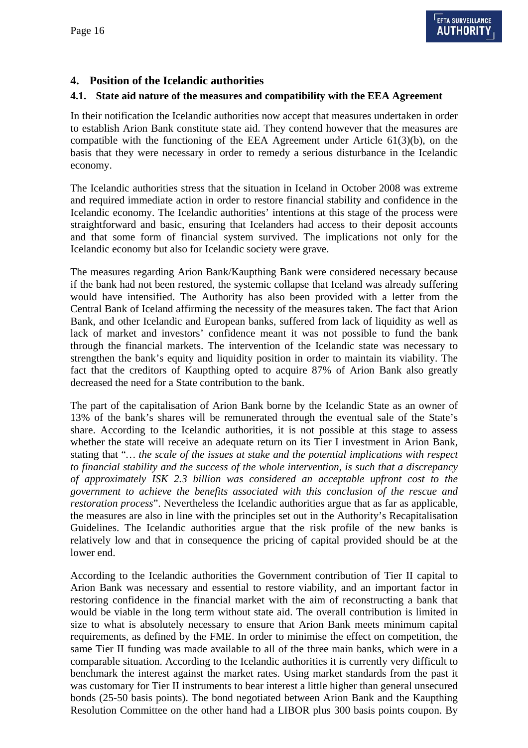## 4. Position of the Icelandic authorities

### 4.1. State aid nature of the measures and compatibility with the EEA Agreement

In their notification the Icelandic authorities now accept that measures undertaken in order to establish Arion Bank constitute state aid. They contend however that the measures are compatible with the functioning of the EEA Agreement under Article 61(3)(b), on the basis that they were necessary in order to remedy a serious disturbance in the Icelandic economy.

The Icelandic authorities stress that the situation in Iceland in October 2008 was extreme and required immediate action in order to restore financial stability and confidence in the Icelandic economy. The Icelandic authorities' intentions at this stage of the process were straightforward and basic, ensuring that Icelanders had access to their deposit accounts and that some form of financial system survived. The implications not only for the Icelandic economy but also for Icelandic society were grave.

The measures regarding Arion Bank/Kaupthing Bank were considered necessary because if the bank had not been restored, the systemic collapse that Iceland was already suffering would have intensified. The Authority has also been provided with a letter from the Central Bank of Iceland affirming the necessity of the measures taken. The fact that Arion Bank, and other Icelandic and European banks, suffered from lack of liquidity as well as lack of market and investors' confidence meant it was not possible to fund the bank through the financial markets. The intervention of the Icelandic state was necessary to strengthen the bank's equity and liquidity position in order to maintain its viability. The fact that the creditors of Kaupthing opted to acquire 87% of Arion Bank also greatly decreased the need for a State contribution to the bank.

The part of the capitalisation of Arion Bank borne by the Icelandic State as an owner of 13% of the bank's shares will be remunerated through the eventual sale of the State's share. According to the Icelandic authorities, it is not possible at this stage to assess whether the state will receive an adequate return on its Tier I investment in Arion Bank, stating that "*… the scale of the issues at stake and the potential implications with respect to financial stability and the success of the whole intervention, is such that a discrepancy of approximately ISK 2.3 billion was considered an acceptable upfront cost to the government to achieve the benefits associated with this conclusion of the rescue and restoration process*". Nevertheless the Icelandic authorities argue that as far as applicable, the measures are also in line with the principles set out in the Authority's Recapitalisation Guidelines. The Icelandic authorities argue that the risk profile of the new banks is relatively low and that in consequence the pricing of capital provided should be at the lower end.

According to the Icelandic authorities the Government contribution of Tier II capital to Arion Bank was necessary and essential to restore viability, and an important factor in restoring confidence in the financial market with the aim of reconstructing a bank that would be viable in the long term without state aid. The overall contribution is limited in size to what is absolutely necessary to ensure that Arion Bank meets minimum capital requirements, as defined by the FME. In order to minimise the effect on competition, the same Tier II funding was made available to all of the three main banks, which were in a comparable situation. According to the Icelandic authorities it is currently very difficult to benchmark the interest against the market rates. Using market standards from the past it was customary for Tier II instruments to bear interest a little higher than general unsecured bonds (25-50 basis points). The bond negotiated between Arion Bank and the Kaupthing Resolution Committee on the other hand had a LIBOR plus 300 basis points coupon. By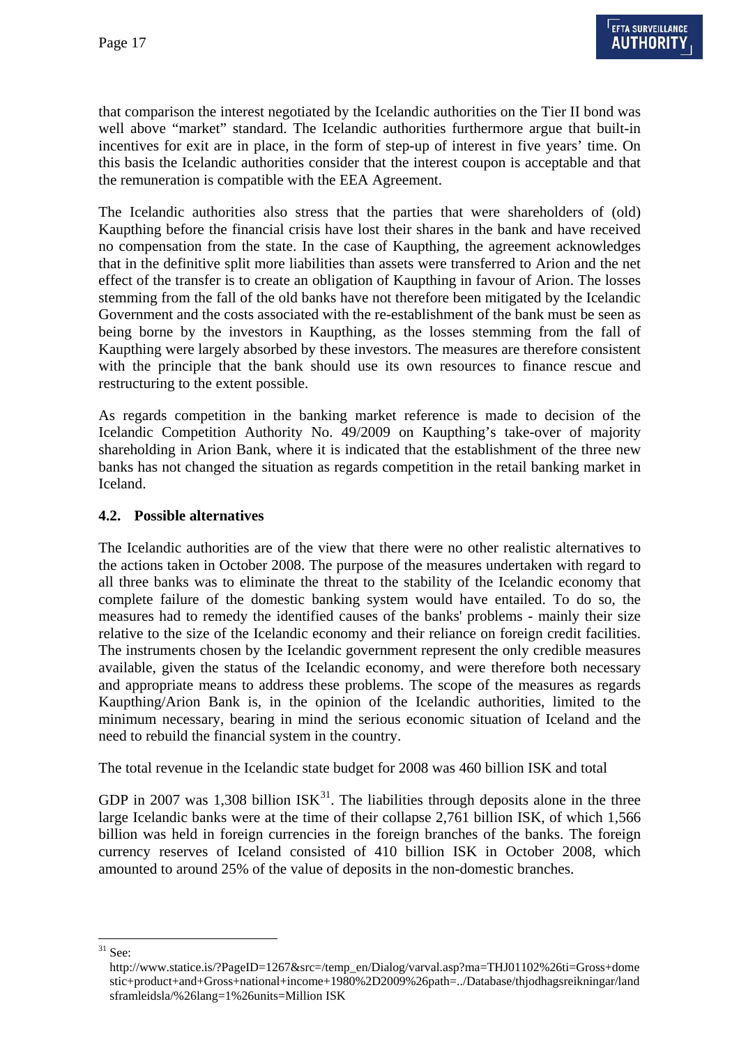that comparison the interest negotiated by the Icelandic authorities on the Tier II bond was well above "market" standard. The Icelandic authorities furthermore argue that built-in incentives for exit are in place, in the form of step-up of interest in five years' time. On this basis the Icelandic authorities consider that the interest coupon is acceptable and that the remuneration is compatible with the EEA Agreement.

The Icelandic authorities also stress that the parties that were shareholders of (old) Kaupthing before the financial crisis have lost their shares in the bank and have received no compensation from the state. In the case of Kaupthing, the agreement acknowledges that in the definitive split more liabilities than assets were transferred to Arion and the net effect of the transfer is to create an obligation of Kaupthing in favour of Arion. The losses stemming from the fall of the old banks have not therefore been mitigated by the Icelandic Government and the costs associated with the re-establishment of the bank must be seen as being borne by the investors in Kaupthing, as the losses stemming from the fall of Kaupthing were largely absorbed by these investors. The measures are therefore consistent with the principle that the bank should use its own resources to finance rescue and restructuring to the extent possible.

As regards competition in the banking market reference is made to decision of the Icelandic Competition Authority No. 49/2009 on Kaupthing's take-over of majority shareholding in Arion Bank, where it is indicated that the establishment of the three new banks has not changed the situation as regards competition in the retail banking market in Iceland.

### 4.2. Possible alternatives

The Icelandic authorities are of the view that there were no other realistic alternatives to the actions taken in October 2008. The purpose of the measures undertaken with regard to all three banks was to eliminate the threat to the stability of the Icelandic economy that complete failure of the domestic banking system would have entailed. To do so, the measures had to remedy the identified causes of the banks' problems - mainly their size relative to the size of the Icelandic economy and their reliance on foreign credit facilities. The instruments chosen by the Icelandic government represent the only credible measures available, given the status of the Icelandic economy, and were therefore both necessary and appropriate means to address these problems. The scope of the measures as regards Kaupthing/Arion Bank is, in the opinion of the Icelandic authorities, limited to the minimum necessary, bearing in mind the serious economic situation of Iceland and the need to rebuild the financial system in the country.

The total revenue in the Icelandic state budget for 2008 was 460 billion ISK and total

GDP in 2007 was 1,308 billion ISK[31]. The liabilities through deposits alone in the three large Icelandic banks were at the time of their collapse 2,761 billion ISK, of which 1,566 billion was held in foreign currencies in the foreign branches of the banks. The foreign currency reserves of Iceland consisted of 410 billion ISK in October 2008, which amounted to around 25% of the value of deposits in the non-domestic branches.

---

[31] See: http://www.statice.is/?PageID=1267&src=/temp_en/Dialog/varval.asp?ma=THJ01102%26ti=Gross+domestic+product+and+Gross+national+income+1980%2D2009%26path=../Database/thjodhagsreikningar/landsframleidsla/%26lang=1%26units=Million ISK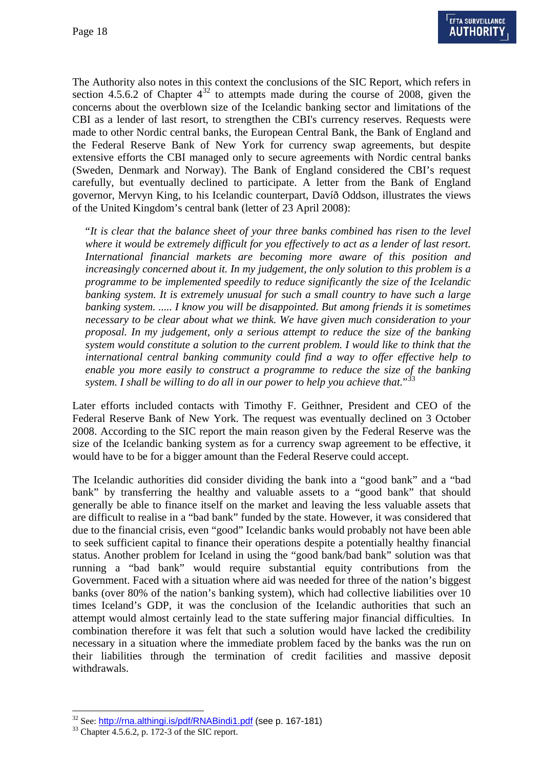The Authority also notes in this context the conclusions of the SIC Report, which refers in section 4.5.6.2 of Chapter 4[32] to attempts made during the course of 2008, given the concerns about the overblown size of the Icelandic banking sector and limitations of the CBI as a lender of last resort, to strengthen the CBI's currency reserves. Requests were made to other Nordic central banks, the European Central Bank, the Bank of England and the Federal Reserve Bank of New York for currency swap agreements, but despite extensive efforts the CBI managed only to secure agreements with Nordic central banks (Sweden, Denmark and Norway). The Bank of England considered the CBI's request carefully, but eventually declined to participate. A letter from the Bank of England governor, Mervyn King, to his Icelandic counterpart, Davíð Oddson, illustrates the views of the United Kingdom's central bank (letter of 23 April 2008):

> "*It is clear that the balance sheet of your three banks combined has risen to the level where it would be extremely difficult for you effectively to act as a lender of last resort. International financial markets are becoming more aware of this position and increasingly concerned about it. In my judgement, the only solution to this problem is a programme to be implemented speedily to reduce significantly the size of the Icelandic banking system. It is extremely unusual for such a small country to have such a large banking system. ..... I know you will be disappointed. But among friends it is sometimes necessary to be clear about what we think. We have given much consideration to your proposal. In my judgement, only a serious attempt to reduce the size of the banking system would constitute a solution to the current problem. I would like to think that the international central banking community could find a way to offer effective help to enable you more easily to construct a programme to reduce the size of the banking system. I shall be willing to do all in our power to help you achieve that.*"[33]

Later efforts included contacts with Timothy F. Geithner, President and CEO of the Federal Reserve Bank of New York. The request was eventually declined on 3 October 2008. According to the SIC report the main reason given by the Federal Reserve was the size of the Icelandic banking system as for a currency swap agreement to be effective, it would have to be for a bigger amount than the Federal Reserve could accept.

The Icelandic authorities did consider dividing the bank into a "good bank" and a "bad bank" by transferring the healthy and valuable assets to a "good bank" that should generally be able to finance itself on the market and leaving the less valuable assets that are difficult to realise in a "bad bank" funded by the state. However, it was considered that due to the financial crisis, even "good" Icelandic banks would probably not have been able to seek sufficient capital to finance their operations despite a potentially healthy financial status. Another problem for Iceland in using the "good bank/bad bank" solution was that running a "bad bank" would require substantial equity contributions from the Government. Faced with a situation where aid was needed for three of the nation's biggest banks (over 80% of the nation's banking system), which had collective liabilities over 10 times Iceland's GDP, it was the conclusion of the Icelandic authorities that such an attempt would almost certainly lead to the state suffering major financial difficulties. In combination therefore it was felt that such a solution would have lacked the credibility necessary in a situation where the immediate problem faced by the banks was the run on their liabilities through the termination of credit facilities and massive deposit withdrawals.

---

[32] See: http://rna.althingi.is/pdf/RNABindi1.pdf (see p. 167-181)

[33] Chapter 4.5.6.2, p. 172-3 of the SIC report.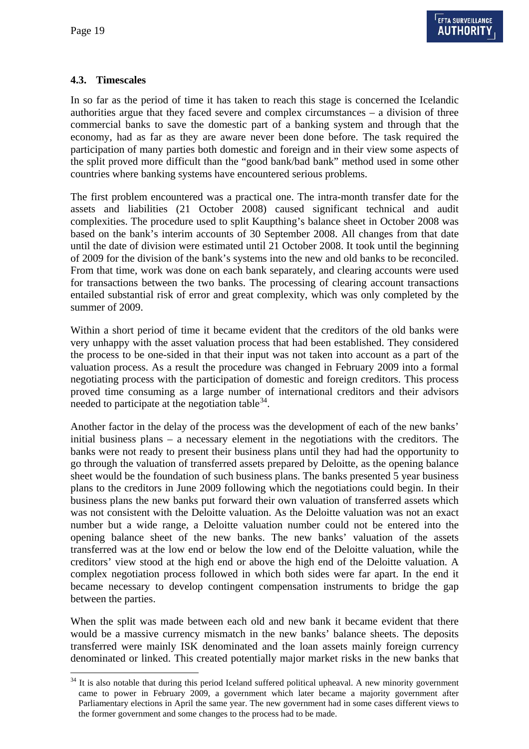### 4.3. Timescales

In so far as the period of time it has taken to reach this stage is concerned the Icelandic authorities argue that they faced severe and complex circumstances – a division of three commercial banks to save the domestic part of a banking system and through that the economy, had as far as they are aware never been done before. The task required the participation of many parties both domestic and foreign and in their view some aspects of the split proved more difficult than the "good bank/bad bank" method used in some other countries where banking systems have encountered serious problems.

The first problem encountered was a practical one. The intra-month transfer date for the assets and liabilities (21 October 2008) caused significant technical and audit complexities. The procedure used to split Kaupthing's balance sheet in October 2008 was based on the bank's interim accounts of 30 September 2008. All changes from that date until the date of division were estimated until 21 October 2008. It took until the beginning of 2009 for the division of the bank's systems into the new and old banks to be reconciled. From that time, work was done on each bank separately, and clearing accounts were used for transactions between the two banks. The processing of clearing account transactions entailed substantial risk of error and great complexity, which was only completed by the summer of 2009.

Within a short period of time it became evident that the creditors of the old banks were very unhappy with the asset valuation process that had been established. They considered the process to be one-sided in that their input was not taken into account as a part of the valuation process. As a result the procedure was changed in February 2009 into a formal negotiating process with the participation of domestic and foreign creditors. This process proved time consuming as a large number of international creditors and their advisors needed to participate at the negotiation table[34].

Another factor in the delay of the process was the development of each of the new banks' initial business plans – a necessary element in the negotiations with the creditors. The banks were not ready to present their business plans until they had had the opportunity to go through the valuation of transferred assets prepared by Deloitte, as the opening balance sheet would be the foundation of such business plans. The banks presented 5 year business plans to the creditors in June 2009 following which the negotiations could begin. In their business plans the new banks put forward their own valuation of transferred assets which was not consistent with the Deloitte valuation. As the Deloitte valuation was not an exact number but a wide range, a Deloitte valuation number could not be entered into the opening balance sheet of the new banks. The new banks' valuation of the assets transferred was at the low end or below the low end of the Deloitte valuation, while the creditors' view stood at the high end or above the high end of the Deloitte valuation. A complex negotiation process followed in which both sides were far apart. In the end it became necessary to develop contingent compensation instruments to bridge the gap between the parties.

When the split was made between each old and new bank it became evident that there would be a massive currency mismatch in the new banks' balance sheets. The deposits transferred were mainly ISK denominated and the loan assets mainly foreign currency denominated or linked. This created potentially major market risks in the new banks that

[34] It is also notable that during this period Iceland suffered political upheaval. A new minority government came to power in February 2009, a government which later became a majority government after Parliamentary elections in April the same year. The new government had in some cases different views to the former government and some changes to the process had to be made.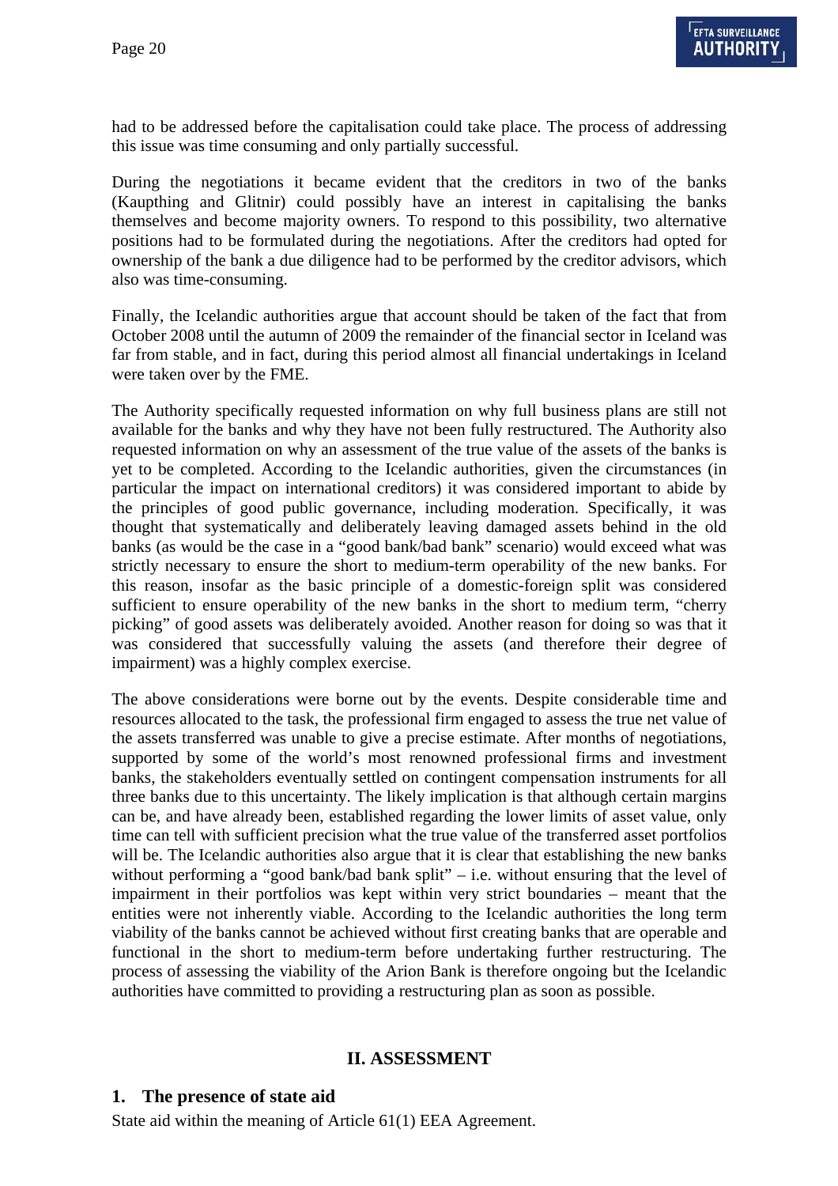had to be addressed before the capitalisation could take place. The process of addressing this issue was time consuming and only partially successful.

During the negotiations it became evident that the creditors in two of the banks (Kaupthing and Glitnir) could possibly have an interest in capitalising the banks themselves and become majority owners. To respond to this possibility, two alternative positions had to be formulated during the negotiations. After the creditors had opted for ownership of the bank a due diligence had to be performed by the creditor advisors, which also was time-consuming.

Finally, the Icelandic authorities argue that account should be taken of the fact that from October 2008 until the autumn of 2009 the remainder of the financial sector in Iceland was far from stable, and in fact, during this period almost all financial undertakings in Iceland were taken over by the FME.

The Authority specifically requested information on why full business plans are still not available for the banks and why they have not been fully restructured. The Authority also requested information on why an assessment of the true value of the assets of the banks is yet to be completed. According to the Icelandic authorities, given the circumstances (in particular the impact on international creditors) it was considered important to abide by the principles of good public governance, including moderation. Specifically, it was thought that systematically and deliberately leaving damaged assets behind in the old banks (as would be the case in a "good bank/bad bank" scenario) would exceed what was strictly necessary to ensure the short to medium-term operability of the new banks. For this reason, insofar as the basic principle of a domestic-foreign split was considered sufficient to ensure operability of the new banks in the short to medium term, "cherry picking" of good assets was deliberately avoided. Another reason for doing so was that it was considered that successfully valuing the assets (and therefore their degree of impairment) was a highly complex exercise.

The above considerations were borne out by the events. Despite considerable time and resources allocated to the task, the professional firm engaged to assess the true net value of the assets transferred was unable to give a precise estimate. After months of negotiations, supported by some of the world's most renowned professional firms and investment banks, the stakeholders eventually settled on contingent compensation instruments for all three banks due to this uncertainty. The likely implication is that although certain margins can be, and have already been, established regarding the lower limits of asset value, only time can tell with sufficient precision what the true value of the transferred asset portfolios will be. The Icelandic authorities also argue that it is clear that establishing the new banks without performing a "good bank/bad bank split" – i.e. without ensuring that the level of impairment in their portfolios was kept within very strict boundaries – meant that the entities were not inherently viable. According to the Icelandic authorities the long term viability of the banks cannot be achieved without first creating banks that are operable and functional in the short to medium-term before undertaking further restructuring. The process of assessing the viability of the Arion Bank is therefore ongoing but the Icelandic authorities have committed to providing a restructuring plan as soon as possible.

## II. ASSESSMENT

### 1. The presence of state aid

State aid within the meaning of Article 61(1) EEA Agreement.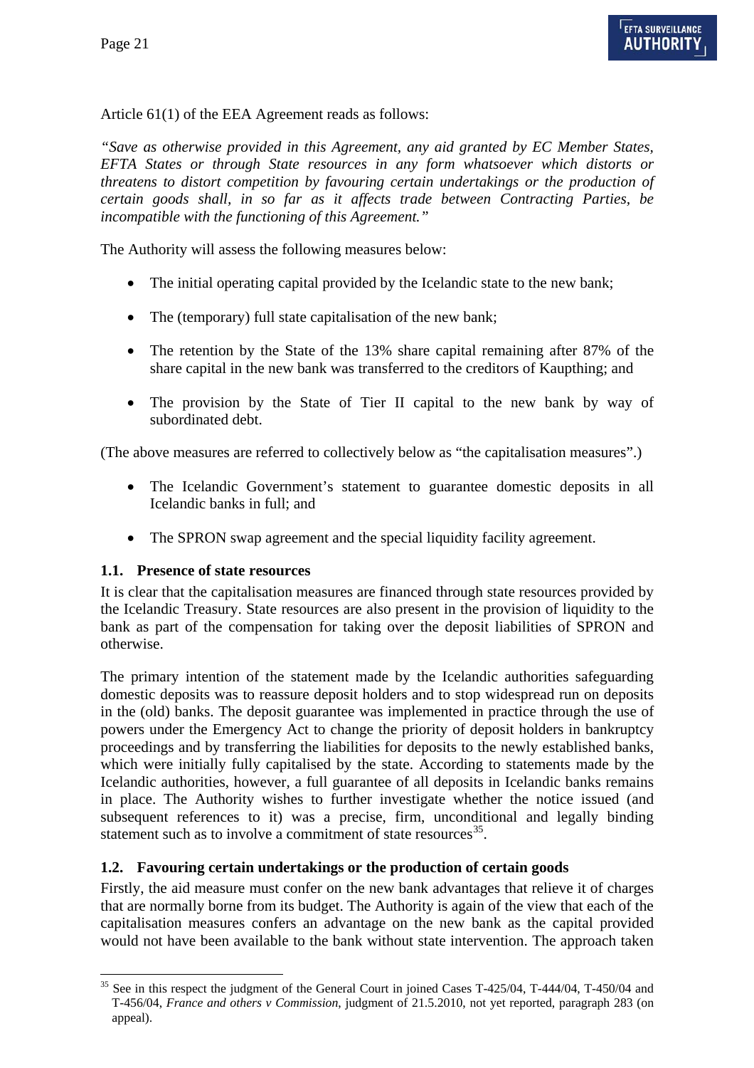Article 61(1) of the EEA Agreement reads as follows:

*"Save as otherwise provided in this Agreement, any aid granted by EC Member States, EFTA States or through State resources in any form whatsoever which distorts or threatens to distort competition by favouring certain undertakings or the production of certain goods shall, in so far as it affects trade between Contracting Parties, be incompatible with the functioning of this Agreement."*

The Authority will assess the following measures below:

- The initial operating capital provided by the Icelandic state to the new bank;
- The (temporary) full state capitalisation of the new bank;
- The retention by the State of the 13% share capital remaining after 87% of the share capital in the new bank was transferred to the creditors of Kaupthing; and
- The provision by the State of Tier II capital to the new bank by way of subordinated debt.

(The above measures are referred to collectively below as "the capitalisation measures".)

- The Icelandic Government's statement to guarantee domestic deposits in all Icelandic banks in full; and
- The SPRON swap agreement and the special liquidity facility agreement.

### 1.1. Presence of state resources

It is clear that the capitalisation measures are financed through state resources provided by the Icelandic Treasury. State resources are also present in the provision of liquidity to the bank as part of the compensation for taking over the deposit liabilities of SPRON and otherwise.

The primary intention of the statement made by the Icelandic authorities safeguarding domestic deposits was to reassure deposit holders and to stop widespread run on deposits in the (old) banks. The deposit guarantee was implemented in practice through the use of powers under the Emergency Act to change the priority of deposit holders in bankruptcy proceedings and by transferring the liabilities for deposits to the newly established banks, which were initially fully capitalised by the state. According to statements made by the Icelandic authorities, however, a full guarantee of all deposits in Icelandic banks remains in place. The Authority wishes to further investigate whether the notice issued (and subsequent references to it) was a precise, firm, unconditional and legally binding statement such as to involve a commitment of state resources[35].

### 1.2. Favouring certain undertakings or the production of certain goods

Firstly, the aid measure must confer on the new bank advantages that relieve it of charges that are normally borne from its budget. The Authority is again of the view that each of the capitalisation measures confers an advantage on the new bank as the capital provided would not have been available to the bank without state intervention. The approach taken

---

[35] See in this respect the judgment of the General Court in joined Cases T-425/04, T-444/04, T-450/04 and T-456/04, *France and others v Commission*, judgment of 21.5.2010, not yet reported, paragraph 283 (on appeal).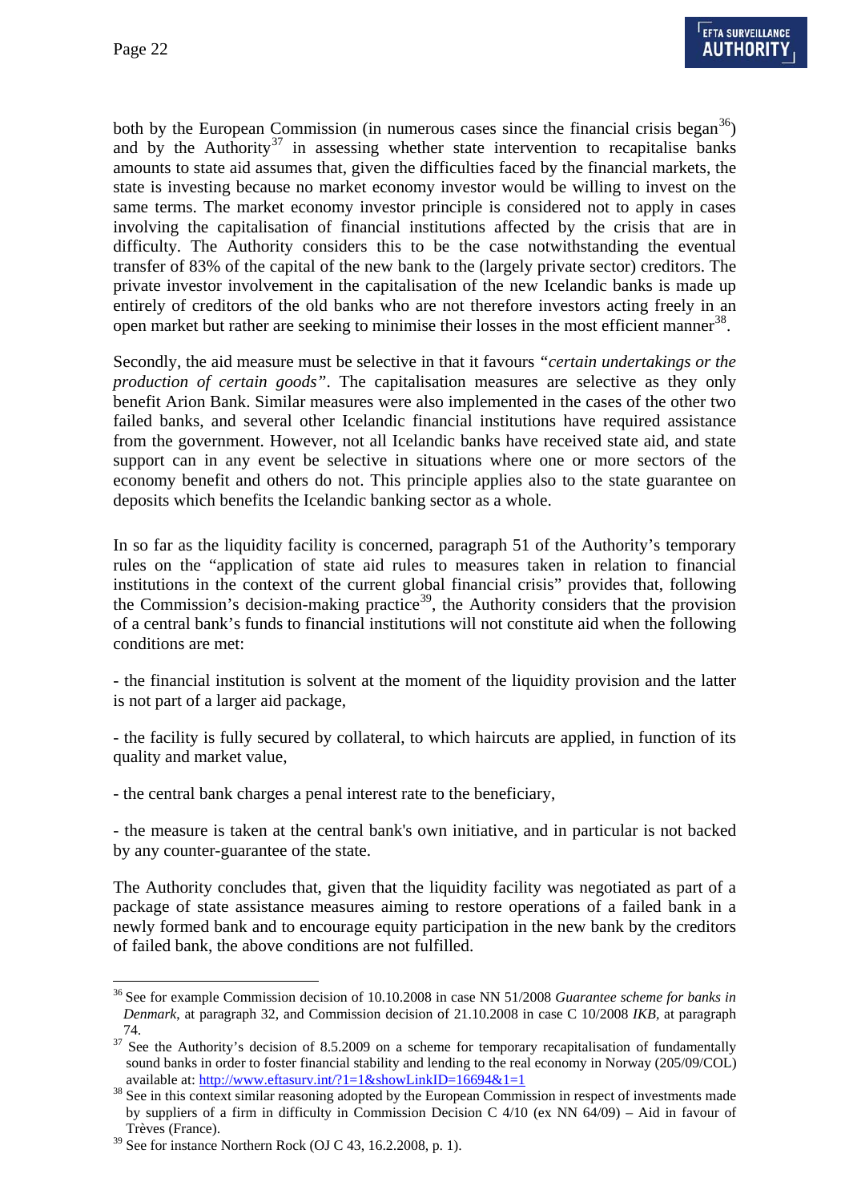both by the European Commission (in numerous cases since the financial crisis began[36]) and by the Authority[37] in assessing whether state intervention to recapitalise banks amounts to state aid assumes that, given the difficulties faced by the financial markets, the state is investing because no market economy investor would be willing to invest on the same terms. The market economy investor principle is considered not to apply in cases involving the capitalisation of financial institutions affected by the crisis that are in difficulty. The Authority considers this to be the case notwithstanding the eventual transfer of 83% of the capital of the new bank to the (largely private sector) creditors. The private investor involvement in the capitalisation of the new Icelandic banks is made up entirely of creditors of the old banks who are not therefore investors acting freely in an open market but rather are seeking to minimise their losses in the most efficient manner[38].

Secondly, the aid measure must be selective in that it favours *"certain undertakings or the production of certain goods"*. The capitalisation measures are selective as they only benefit Arion Bank. Similar measures were also implemented in the cases of the other two failed banks, and several other Icelandic financial institutions have required assistance from the government. However, not all Icelandic banks have received state aid, and state support can in any event be selective in situations where one or more sectors of the economy benefit and others do not. This principle applies also to the state guarantee on deposits which benefits the Icelandic banking sector as a whole.

In so far as the liquidity facility is concerned, paragraph 51 of the Authority's temporary rules on the "application of state aid rules to measures taken in relation to financial institutions in the context of the current global financial crisis" provides that, following the Commission's decision-making practice[39], the Authority considers that the provision of a central bank's funds to financial institutions will not constitute aid when the following conditions are met:

- the financial institution is solvent at the moment of the liquidity provision and the latter is not part of a larger aid package,

- the facility is fully secured by collateral, to which haircuts are applied, in function of its quality and market value,

- the central bank charges a penal interest rate to the beneficiary,

- the measure is taken at the central bank's own initiative, and in particular is not backed by any counter-guarantee of the state.

The Authority concludes that, given that the liquidity facility was negotiated as part of a package of state assistance measures aiming to restore operations of a failed bank in a newly formed bank and to encourage equity participation in the new bank by the creditors of failed bank, the above conditions are not fulfilled.

---

[36] See for example Commission decision of 10.10.2008 in case NN 51/2008 *Guarantee scheme for banks in Denmark*, at paragraph 32, and Commission decision of 21.10.2008 in case C 10/2008 *IKB*, at paragraph 74.

[37] See the Authority's decision of 8.5.2009 on a scheme for temporary recapitalisation of fundamentally sound banks in order to foster financial stability and lending to the real economy in Norway (205/09/COL) available at: http://www.eftasurv.int/?1=1&showLinkID=16694&1=1

[38] See in this context similar reasoning adopted by the European Commission in respect of investments made by suppliers of a firm in difficulty in Commission Decision C 4/10 (ex NN 64/09) – Aid in favour of Trèves (France).

[39] See for instance Northern Rock (OJ C 43, 16.2.2008, p. 1).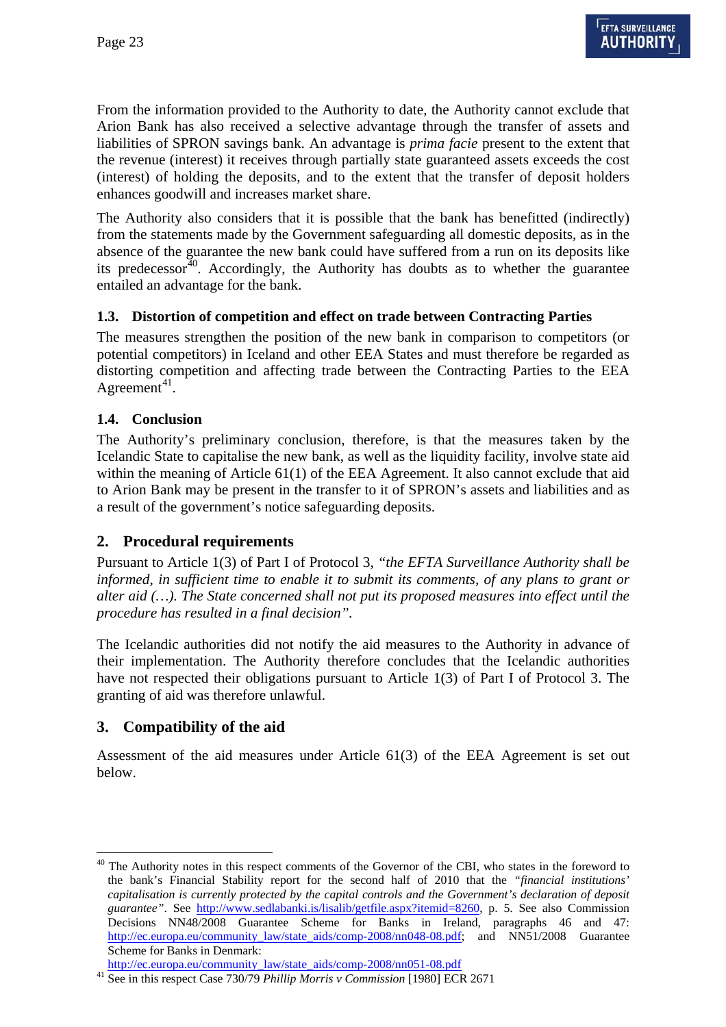From the information provided to the Authority to date, the Authority cannot exclude that Arion Bank has also received a selective advantage through the transfer of assets and liabilities of SPRON savings bank. An advantage is *prima facie* present to the extent that the revenue (interest) it receives through partially state guaranteed assets exceeds the cost (interest) of holding the deposits, and to the extent that the transfer of deposit holders enhances goodwill and increases market share.

The Authority also considers that it is possible that the bank has benefitted (indirectly) from the statements made by the Government safeguarding all domestic deposits, as in the absence of the guarantee the new bank could have suffered from a run on its deposits like its predecessor[40]. Accordingly, the Authority has doubts as to whether the guarantee entailed an advantage for the bank.

### 1.3. Distortion of competition and effect on trade between Contracting Parties

The measures strengthen the position of the new bank in comparison to competitors (or potential competitors) in Iceland and other EEA States and must therefore be regarded as distorting competition and affecting trade between the Contracting Parties to the EEA Agreement[41].

### 1.4. Conclusion

The Authority's preliminary conclusion, therefore, is that the measures taken by the Icelandic State to capitalise the new bank, as well as the liquidity facility, involve state aid within the meaning of Article 61(1) of the EEA Agreement. It also cannot exclude that aid to Arion Bank may be present in the transfer to it of SPRON's assets and liabilities and as a result of the government's notice safeguarding deposits.

## 2. Procedural requirements

Pursuant to Article 1(3) of Part I of Protocol 3, *"the EFTA Surveillance Authority shall be informed, in sufficient time to enable it to submit its comments, of any plans to grant or alter aid (…). The State concerned shall not put its proposed measures into effect until the procedure has resulted in a final decision"*.

The Icelandic authorities did not notify the aid measures to the Authority in advance of their implementation. The Authority therefore concludes that the Icelandic authorities have not respected their obligations pursuant to Article 1(3) of Part I of Protocol 3. The granting of aid was therefore unlawful.

## 3. Compatibility of the aid

Assessment of the aid measures under Article 61(3) of the EEA Agreement is set out below.

---

[40] The Authority notes in this respect comments of the Governor of the CBI, who states in the foreword to the bank's Financial Stability report for the second half of 2010 that the *"financial institutions' capitalisation is currently protected by the capital controls and the Government's declaration of deposit guarantee"*. See http://www.sedlabanki.is/lisalib/getfile.aspx?itemid=8260, p. 5. See also Commission Decisions NN48/2008 Guarantee Scheme for Banks in Ireland, paragraphs 46 and 47: http://ec.europa.eu/community_law/state_aids/comp-2008/nn048-08.pdf; and NN51/2008 Guarantee Scheme for Banks in Denmark: http://ec.europa.eu/community_law/state_aids/comp-2008/nn051-08.pdf

[41] See in this respect Case 730/79 *Phillip Morris v Commission* [1980] ECR 2671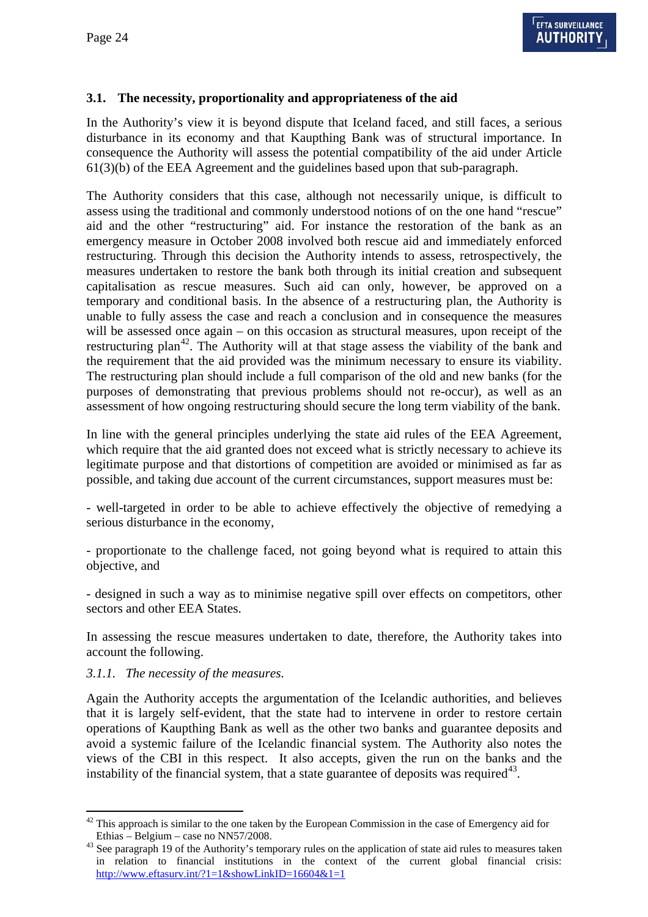### 3.1. The necessity, proportionality and appropriateness of the aid

In the Authority's view it is beyond dispute that Iceland faced, and still faces, a serious disturbance in its economy and that Kaupthing Bank was of structural importance. In consequence the Authority will assess the potential compatibility of the aid under Article 61(3)(b) of the EEA Agreement and the guidelines based upon that sub-paragraph.

The Authority considers that this case, although not necessarily unique, is difficult to assess using the traditional and commonly understood notions of on the one hand "rescue" aid and the other "restructuring" aid. For instance the restoration of the bank as an emergency measure in October 2008 involved both rescue aid and immediately enforced restructuring. Through this decision the Authority intends to assess, retrospectively, the measures undertaken to restore the bank both through its initial creation and subsequent capitalisation as rescue measures. Such aid can only, however, be approved on a temporary and conditional basis. In the absence of a restructuring plan, the Authority is unable to fully assess the case and reach a conclusion and in consequence the measures will be assessed once again – on this occasion as structural measures, upon receipt of the restructuring plan[42]. The Authority will at that stage assess the viability of the bank and the requirement that the aid provided was the minimum necessary to ensure its viability. The restructuring plan should include a full comparison of the old and new banks (for the purposes of demonstrating that previous problems should not re-occur), as well as an assessment of how ongoing restructuring should secure the long term viability of the bank.

In line with the general principles underlying the state aid rules of the EEA Agreement, which require that the aid granted does not exceed what is strictly necessary to achieve its legitimate purpose and that distortions of competition are avoided or minimised as far as possible, and taking due account of the current circumstances, support measures must be:

- well-targeted in order to be able to achieve effectively the objective of remedying a serious disturbance in the economy,

- proportionate to the challenge faced, not going beyond what is required to attain this objective, and

- designed in such a way as to minimise negative spill over effects on competitors, other sectors and other EEA States.

In assessing the rescue measures undertaken to date, therefore, the Authority takes into account the following.

#### *3.1.1. The necessity of the measures.*

Again the Authority accepts the argumentation of the Icelandic authorities, and believes that it is largely self-evident, that the state had to intervene in order to restore certain operations of Kaupthing Bank as well as the other two banks and guarantee deposits and avoid a systemic failure of the Icelandic financial system. The Authority also notes the views of the CBI in this respect. It also accepts, given the run on the banks and the instability of the financial system, that a state guarantee of deposits was required[43].

---

[42] This approach is similar to the one taken by the European Commission in the case of Emergency aid for Ethias – Belgium – case no NN57/2008.

[43] See paragraph 19 of the Authority's temporary rules on the application of state aid rules to measures taken in relation to financial institutions in the context of the current global financial crisis: http://www.eftasurv.int/?1=1&showLinkID=16604&1=1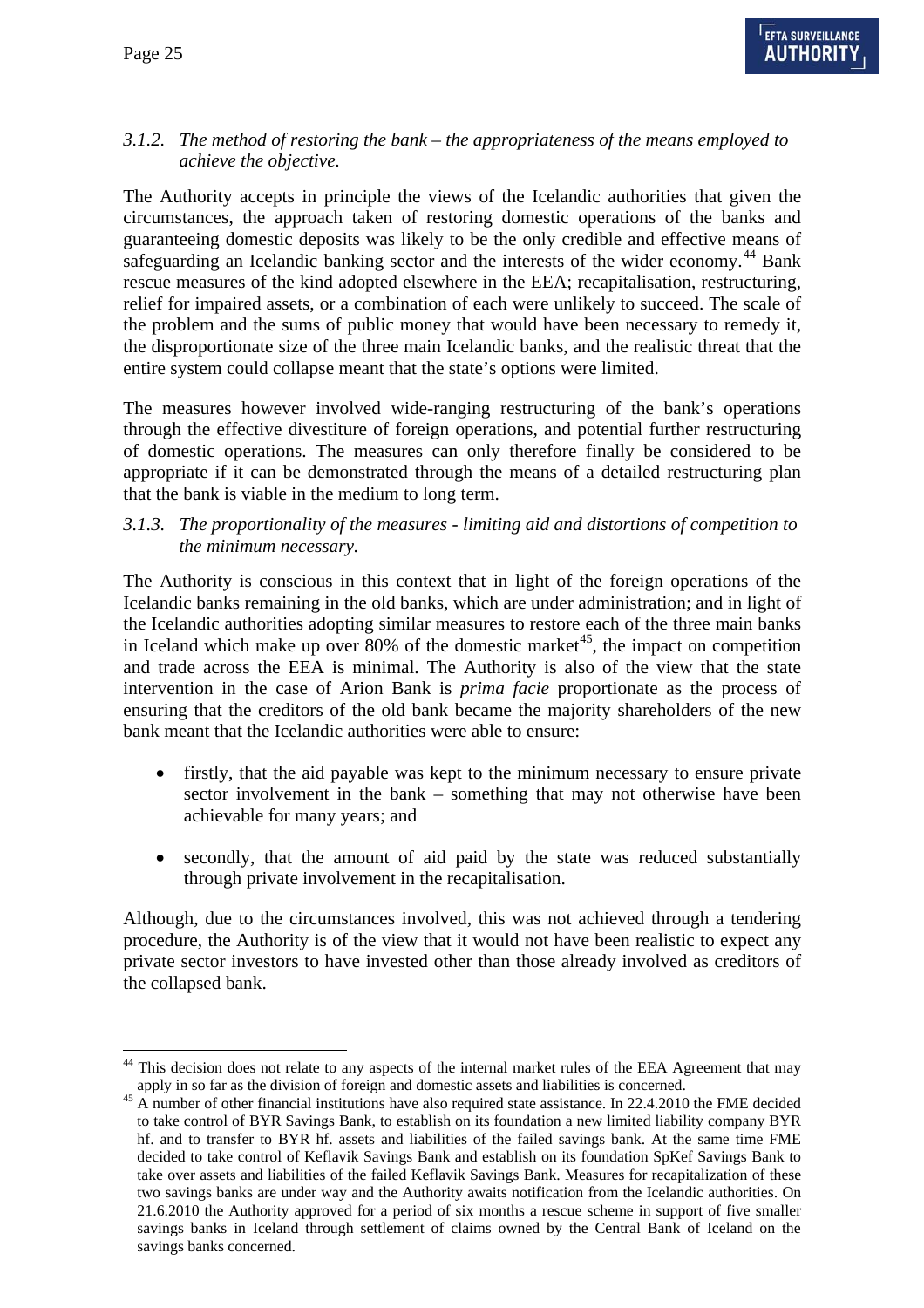### *3.1.2. The method of restoring the bank – the appropriateness of the means employed to achieve the objective.*

The Authority accepts in principle the views of the Icelandic authorities that given the circumstances, the approach taken of restoring domestic operations of the banks and guaranteeing domestic deposits was likely to be the only credible and effective means of safeguarding an Icelandic banking sector and the interests of the wider economy.[44] Bank rescue measures of the kind adopted elsewhere in the EEA; recapitalisation, restructuring, relief for impaired assets, or a combination of each were unlikely to succeed. The scale of the problem and the sums of public money that would have been necessary to remedy it, the disproportionate size of the three main Icelandic banks, and the realistic threat that the entire system could collapse meant that the state's options were limited.

The measures however involved wide-ranging restructuring of the bank's operations through the effective divestiture of foreign operations, and potential further restructuring of domestic operations. The measures can only therefore finally be considered to be appropriate if it can be demonstrated through the means of a detailed restructuring plan that the bank is viable in the medium to long term.

### *3.1.3. The proportionality of the measures - limiting aid and distortions of competition to the minimum necessary.*

The Authority is conscious in this context that in light of the foreign operations of the Icelandic banks remaining in the old banks, which are under administration; and in light of the Icelandic authorities adopting similar measures to restore each of the three main banks in Iceland which make up over 80% of the domestic market[45], the impact on competition and trade across the EEA is minimal. The Authority is also of the view that the state intervention in the case of Arion Bank is *prima facie* proportionate as the process of ensuring that the creditors of the old bank became the majority shareholders of the new bank meant that the Icelandic authorities were able to ensure:

- firstly, that the aid payable was kept to the minimum necessary to ensure private sector involvement in the bank – something that may not otherwise have been achievable for many years; and
- secondly, that the amount of aid paid by the state was reduced substantially through private involvement in the recapitalisation.

Although, due to the circumstances involved, this was not achieved through a tendering procedure, the Authority is of the view that it would not have been realistic to expect any private sector investors to have invested other than those already involved as creditors of the collapsed bank.

---

[44] This decision does not relate to any aspects of the internal market rules of the EEA Agreement that may apply in so far as the division of foreign and domestic assets and liabilities is concerned.

[45] A number of other financial institutions have also required state assistance. In 22.4.2010 the FME decided to take control of BYR Savings Bank, to establish on its foundation a new limited liability company BYR hf. and to transfer to BYR hf. assets and liabilities of the failed savings bank. At the same time FME decided to take control of Keflavik Savings Bank and establish on its foundation SpKef Savings Bank to take over assets and liabilities of the failed Keflavik Savings Bank. Measures for recapitalization of these two savings banks are under way and the Authority awaits notification from the Icelandic authorities. On 21.6.2010 the Authority approved for a period of six months a rescue scheme in support of five smaller savings banks in Iceland through settlement of claims owned by the Central Bank of Iceland on the savings banks concerned.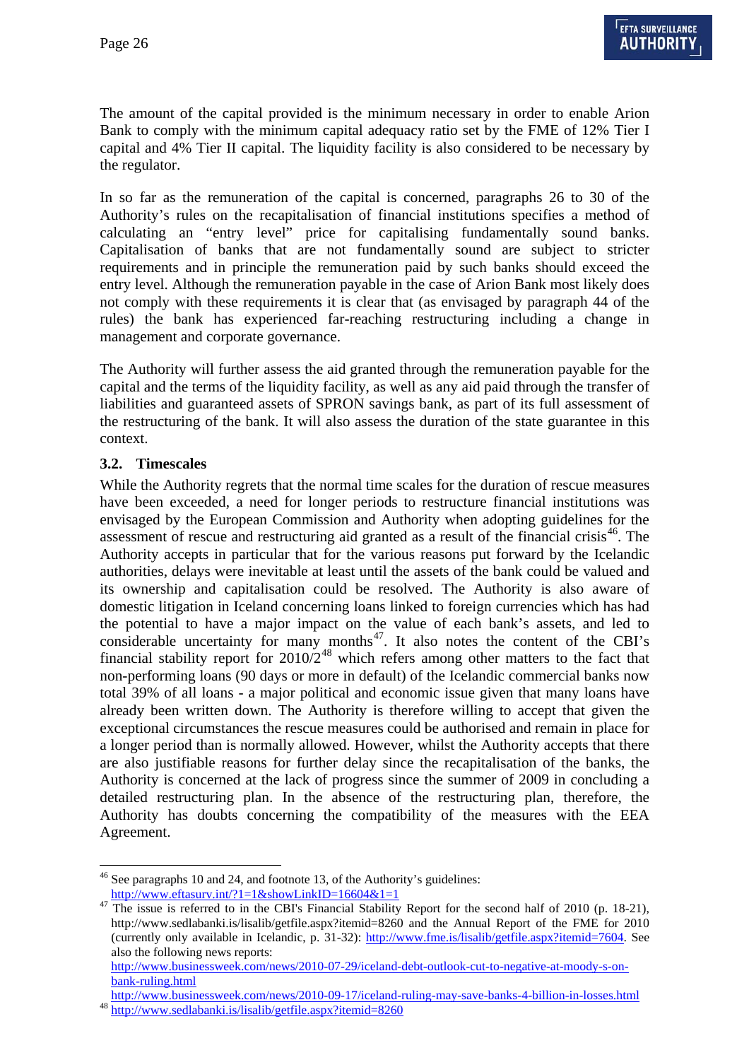The amount of the capital provided is the minimum necessary in order to enable Arion Bank to comply with the minimum capital adequacy ratio set by the FME of 12% Tier I capital and 4% Tier II capital. The liquidity facility is also considered to be necessary by the regulator.

In so far as the remuneration of the capital is concerned, paragraphs 26 to 30 of the Authority's rules on the recapitalisation of financial institutions specifies a method of calculating an "entry level" price for capitalising fundamentally sound banks. Capitalisation of banks that are not fundamentally sound are subject to stricter requirements and in principle the remuneration paid by such banks should exceed the entry level. Although the remuneration payable in the case of Arion Bank most likely does not comply with these requirements it is clear that (as envisaged by paragraph 44 of the rules) the bank has experienced far-reaching restructuring including a change in management and corporate governance.

The Authority will further assess the aid granted through the remuneration payable for the capital and the terms of the liquidity facility, as well as any aid paid through the transfer of liabilities and guaranteed assets of SPRON savings bank, as part of its full assessment of the restructuring of the bank. It will also assess the duration of the state guarantee in this context.

### 3.2. Timescales

While the Authority regrets that the normal time scales for the duration of rescue measures have been exceeded, a need for longer periods to restructure financial institutions was envisaged by the European Commission and Authority when adopting guidelines for the assessment of rescue and restructuring aid granted as a result of the financial crisis[46]. The Authority accepts in particular that for the various reasons put forward by the Icelandic authorities, delays were inevitable at least until the assets of the bank could be valued and its ownership and capitalisation could be resolved. The Authority is also aware of domestic litigation in Iceland concerning loans linked to foreign currencies which has had the potential to have a major impact on the value of each bank's assets, and led to considerable uncertainty for many months[47]. It also notes the content of the CBI's financial stability report for 2010/2[48] which refers among other matters to the fact that non-performing loans (90 days or more in default) of the Icelandic commercial banks now total 39% of all loans - a major political and economic issue given that many loans have already been written down. The Authority is therefore willing to accept that given the exceptional circumstances the rescue measures could be authorised and remain in place for a longer period than is normally allowed. However, whilst the Authority accepts that there are also justifiable reasons for further delay since the recapitalisation of the banks, the Authority is concerned at the lack of progress since the summer of 2009 in concluding a detailed restructuring plan. In the absence of the restructuring plan, therefore, the Authority has doubts concerning the compatibility of the measures with the EEA Agreement.

---

[46] See paragraphs 10 and 24, and footnote 13, of the Authority's guidelines: http://www.eftasurv.int/?1=1&showLinkID=16604&1=1

[47] The issue is referred to in the CBI's Financial Stability Report for the second half of 2010 (p. 18-21), http://www.sedlabanki.is/lisalib/getfile.aspx?itemid=8260 and the Annual Report of the FME for 2010 (currently only available in Icelandic, p. 31-32): http://www.fme.is/lisalib/getfile.aspx?itemid=7604. See also the following news reports:
http://www.businessweek.com/news/2010-07-29/iceland-debt-outlook-cut-to-negative-at-moody-s-on-bank-ruling.html
http://www.businessweek.com/news/2010-09-17/iceland-ruling-may-save-banks-4-billion-in-losses.html

[48] http://www.sedlabanki.is/lisalib/getfile.aspx?itemid=8260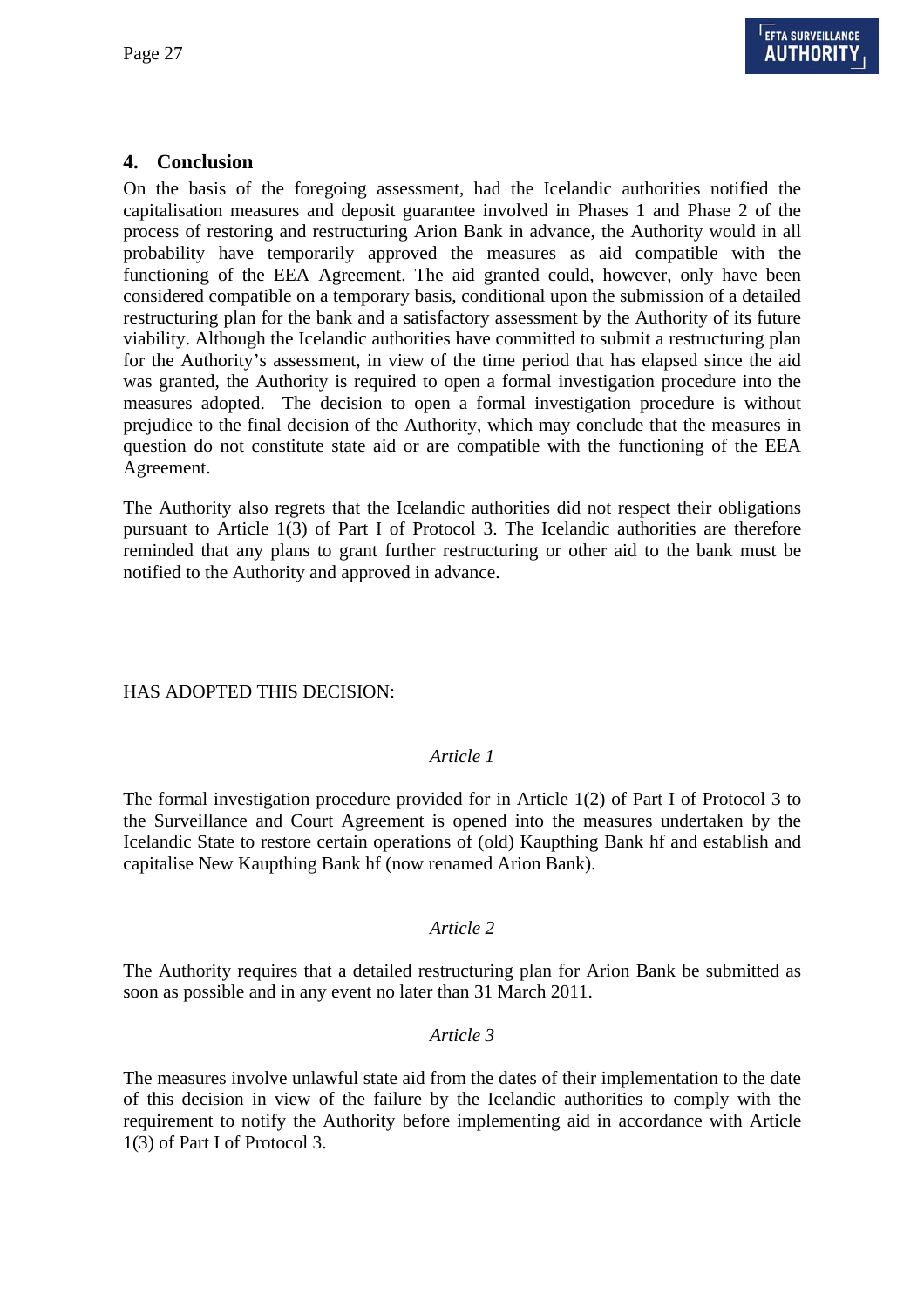## 4. Conclusion

On the basis of the foregoing assessment, had the Icelandic authorities notified the capitalisation measures and deposit guarantee involved in Phases 1 and Phase 2 of the process of restoring and restructuring Arion Bank in advance, the Authority would in all probability have temporarily approved the measures as aid compatible with the functioning of the EEA Agreement. The aid granted could, however, only have been considered compatible on a temporary basis, conditional upon the submission of a detailed restructuring plan for the bank and a satisfactory assessment by the Authority of its future viability. Although the Icelandic authorities have committed to submit a restructuring plan for the Authority's assessment, in view of the time period that has elapsed since the aid was granted, the Authority is required to open a formal investigation procedure into the measures adopted. The decision to open a formal investigation procedure is without prejudice to the final decision of the Authority, which may conclude that the measures in question do not constitute state aid or are compatible with the functioning of the EEA Agreement.

The Authority also regrets that the Icelandic authorities did not respect their obligations pursuant to Article 1(3) of Part I of Protocol 3. The Icelandic authorities are therefore reminded that any plans to grant further restructuring or other aid to the bank must be notified to the Authority and approved in advance.

HAS ADOPTED THIS DECISION:

*Article 1*

The formal investigation procedure provided for in Article 1(2) of Part I of Protocol 3 to the Surveillance and Court Agreement is opened into the measures undertaken by the Icelandic State to restore certain operations of (old) Kaupthing Bank hf and establish and capitalise New Kaupthing Bank hf (now renamed Arion Bank).

*Article 2*

The Authority requires that a detailed restructuring plan for Arion Bank be submitted as soon as possible and in any event no later than 31 March 2011.

*Article 3*

The measures involve unlawful state aid from the dates of their implementation to the date of this decision in view of the failure by the Icelandic authorities to comply with the requirement to notify the Authority before implementing aid in accordance with Article 1(3) of Part I of Protocol 3.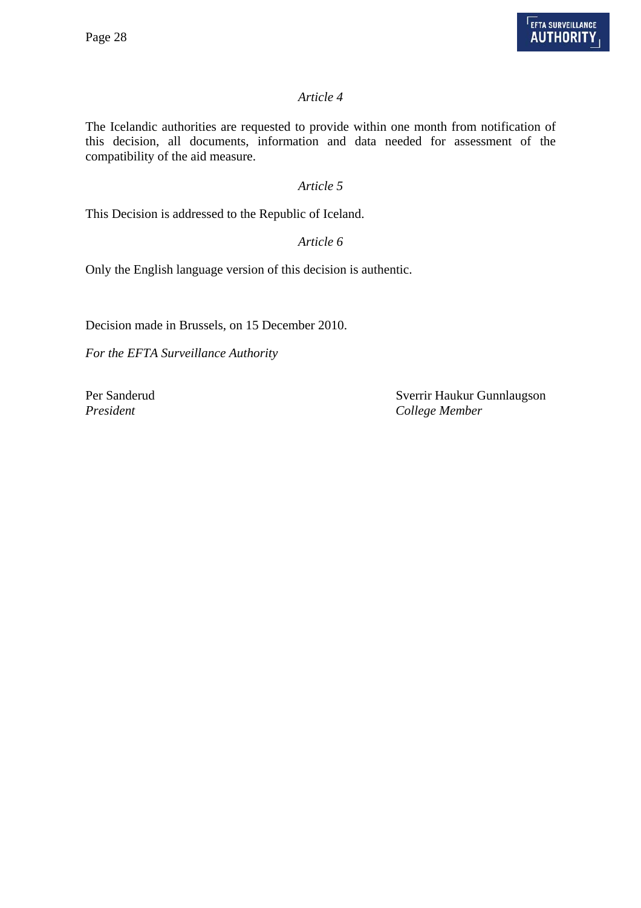*Article 4*

The Icelandic authorities are requested to provide within one month from notification of this decision, all documents, information and data needed for assessment of the compatibility of the aid measure.

*Article 5*

This Decision is addressed to the Republic of Iceland.

*Article 6*

Only the English language version of this decision is authentic.

Decision made in Brussels, on 15 December 2010.

*For the EFTA Surveillance Authority*

Per Sanderud
*President*

Sverrir Haukur Gunnlaugson
*College Member*